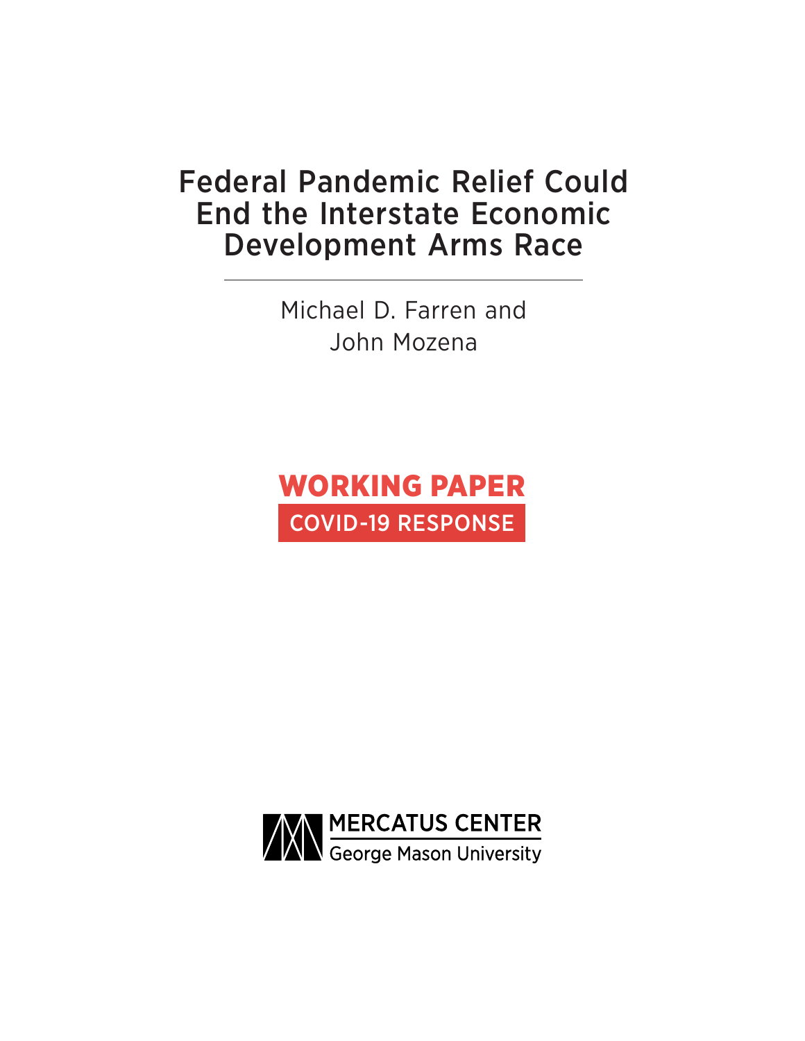# Federal Pandemic Relief Could End the Interstate Economic Development Arms Race

Michael D. Farren and John Mozena

**WORKING PAPER**

**COVID-19 RESPONSE**

MERCATUS CENTER
George Mason University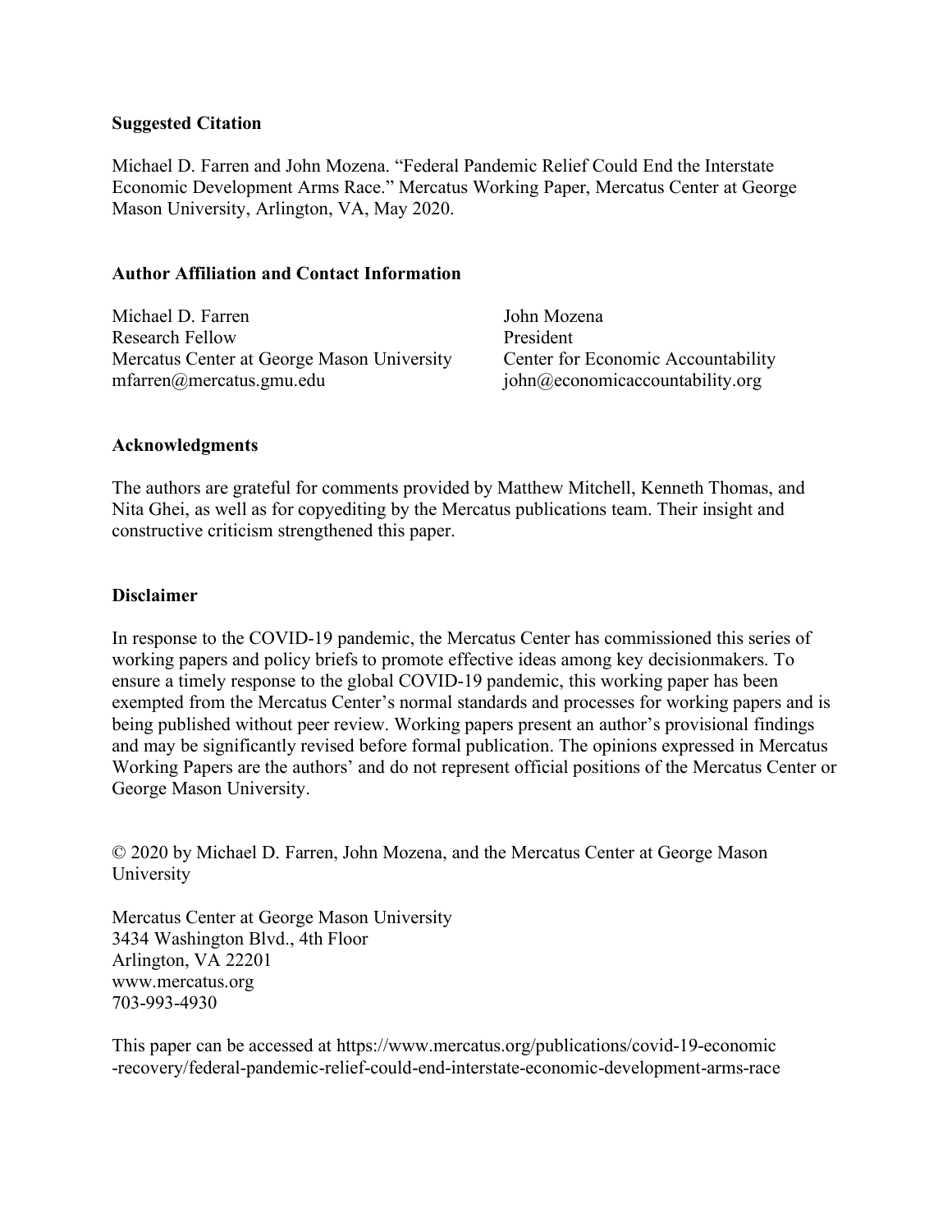**Suggested Citation**

Michael D. Farren and John Mozena. "Federal Pandemic Relief Could End the Interstate Economic Development Arms Race." Mercatus Working Paper, Mercatus Center at George Mason University, Arlington, VA, May 2020.

**Author Affiliation and Contact Information**

Michael D. Farren
Research Fellow
Mercatus Center at George Mason University
mfarren@mercatus.gmu.edu

John Mozena
President
Center for Economic Accountability
john@economicaccountability.org

**Acknowledgments**

The authors are grateful for comments provided by Matthew Mitchell, Kenneth Thomas, and Nita Ghei, as well as for copyediting by the Mercatus publications team. Their insight and constructive criticism strengthened this paper.

**Disclaimer**

In response to the COVID-19 pandemic, the Mercatus Center has commissioned this series of working papers and policy briefs to promote effective ideas among key decisionmakers. To ensure a timely response to the global COVID-19 pandemic, this working paper has been exempted from the Mercatus Center's normal standards and processes for working papers and is being published without peer review. Working papers present an author's provisional findings and may be significantly revised before formal publication. The opinions expressed in Mercatus Working Papers are the authors' and do not represent official positions of the Mercatus Center or George Mason University.

© 2020 by Michael D. Farren, John Mozena, and the Mercatus Center at George Mason University

Mercatus Center at George Mason University
3434 Washington Blvd., 4th Floor
Arlington, VA 22201
www.mercatus.org
703-993-4930

This paper can be accessed at https://www.mercatus.org/publications/covid-19-economic-recovery/federal-pandemic-relief-could-end-interstate-economic-development-arms-race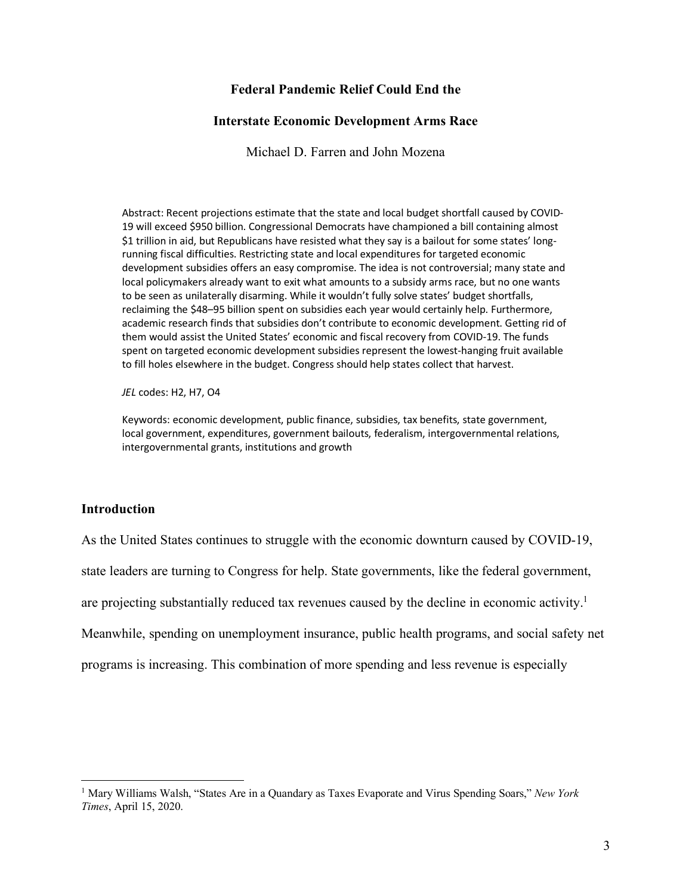# Federal Pandemic Relief Could End the Interstate Economic Development Arms Race

Michael D. Farren and John Mozena

Abstract: Recent projections estimate that the state and local budget shortfall caused by COVID-19 will exceed $950 billion. Congressional Democrats have championed a bill containing almost $1 trillion in aid, but Republicans have resisted what they say is a bailout for some states' long-running fiscal difficulties. Restricting state and local expenditures for targeted economic development subsidies offers an easy compromise. The idea is not controversial; many state and local policymakers already want to exit what amounts to a subsidy arms race, but no one wants to be seen as unilaterally disarming. While it wouldn't fully solve states' budget shortfalls, reclaiming the $48–95 billion spent on subsidies each year would certainly help. Furthermore, academic research finds that subsidies don't contribute to economic development. Getting rid of them would assist the United States' economic and fiscal recovery from COVID-19. The funds spent on targeted economic development subsidies represent the lowest-hanging fruit available to fill holes elsewhere in the budget. Congress should help states collect that harvest.

*JEL* codes: H2, H7, O4

Keywords: economic development, public finance, subsidies, tax benefits, state government, local government, expenditures, government bailouts, federalism, intergovernmental relations, intergovernmental grants, institutions and growth

## Introduction

As the United States continues to struggle with the economic downturn caused by COVID-19, state leaders are turning to Congress for help. State governments, like the federal government, are projecting substantially reduced tax revenues caused by the decline in economic activity.[1] Meanwhile, spending on unemployment insurance, public health programs, and social safety net programs is increasing. This combination of more spending and less revenue is especially

[1] Mary Williams Walsh, "States Are in a Quandary as Taxes Evaporate and Virus Spending Soars," *New York Times*, April 15, 2020.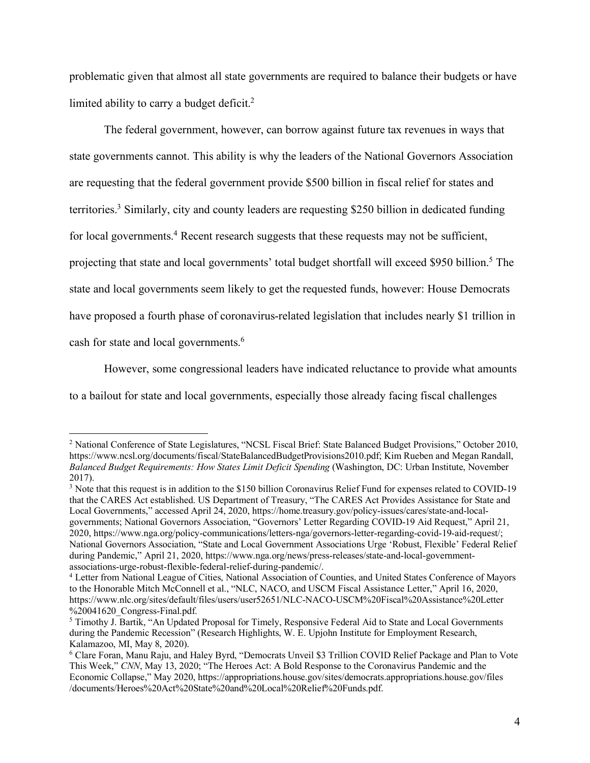problematic given that almost all state governments are required to balance their budgets or have limited ability to carry a budget deficit.[2]

The federal government, however, can borrow against future tax revenues in ways that state governments cannot. This ability is why the leaders of the National Governors Association are requesting that the federal government provide $500 billion in fiscal relief for states and territories.[3] Similarly, city and county leaders are requesting $250 billion in dedicated funding for local governments.[4] Recent research suggests that these requests may not be sufficient, projecting that state and local governments' total budget shortfall will exceed $950 billion.[5] The state and local governments seem likely to get the requested funds, however: House Democrats have proposed a fourth phase of coronavirus-related legislation that includes nearly $1 trillion in cash for state and local governments.[6]

However, some congressional leaders have indicated reluctance to provide what amounts to a bailout for state and local governments, especially those already facing fiscal challenges

---

[2] National Conference of State Legislatures, "NCSL Fiscal Brief: State Balanced Budget Provisions," October 2010, https://www.ncsl.org/documents/fiscal/StateBalancedBudgetProvisions2010.pdf; Kim Rueben and Megan Randall, *Balanced Budget Requirements: How States Limit Deficit Spending* (Washington, DC: Urban Institute, November 2017).

[3] Note that this request is in addition to the $150 billion Coronavirus Relief Fund for expenses related to COVID-19 that the CARES Act established. US Department of Treasury, "The CARES Act Provides Assistance for State and Local Governments," accessed April 24, 2020, https://home.treasury.gov/policy-issues/cares/state-and-local-governments; National Governors Association, "Governors' Letter Regarding COVID-19 Aid Request," April 21, 2020, https://www.nga.org/policy-communications/letters-nga/governors-letter-regarding-covid-19-aid-request/; National Governors Association, "State and Local Government Associations Urge 'Robust, Flexible' Federal Relief during Pandemic," April 21, 2020, https://www.nga.org/news/press-releases/state-and-local-government-associations-urge-robust-flexible-federal-relief-during-pandemic/.

[4] Letter from National League of Cities, National Association of Counties, and United States Conference of Mayors to the Honorable Mitch McConnell et al., "NLC, NACO, and USCM Fiscal Assistance Letter," April 16, 2020, https://www.nlc.org/sites/default/files/users/user52651/NLC-NACO-USCM%20Fiscal%20Assistance%20Letter%20041620_Congress-Final.pdf.

[5] Timothy J. Bartik, "An Updated Proposal for Timely, Responsive Federal Aid to State and Local Governments during the Pandemic Recession" (Research Highlights, W. E. Upjohn Institute for Employment Research, Kalamazoo, MI, May 8, 2020).

[6] Clare Foran, Manu Raju, and Haley Byrd, "Democrats Unveil $3 Trillion COVID Relief Package and Plan to Vote This Week," *CNN*, May 13, 2020; "The Heroes Act: A Bold Response to the Coronavirus Pandemic and the Economic Collapse," May 2020, https://appropriations.house.gov/sites/democrats.appropriations.house.gov/files/documents/Heroes%20Act%20State%20and%20Local%20Relief%20Funds.pdf.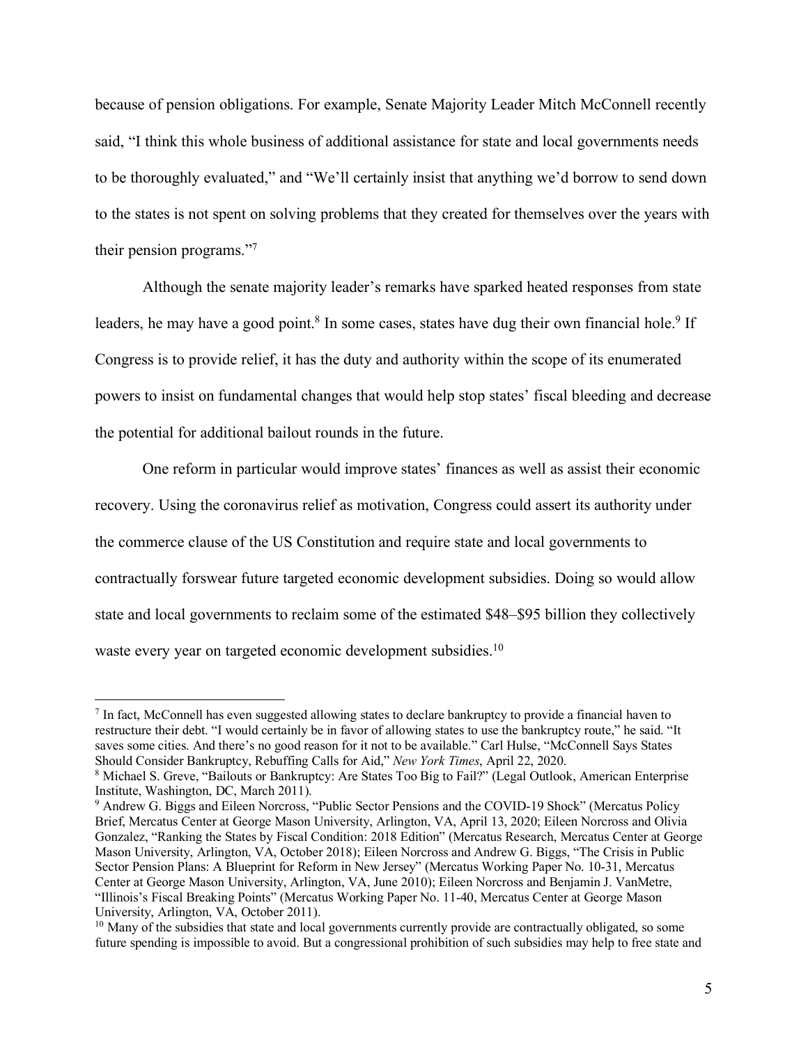because of pension obligations. For example, Senate Majority Leader Mitch McConnell recently said, "I think this whole business of additional assistance for state and local governments needs to be thoroughly evaluated," and "We'll certainly insist that anything we'd borrow to send down to the states is not spent on solving problems that they created for themselves over the years with their pension programs."[7]

Although the senate majority leader's remarks have sparked heated responses from state leaders, he may have a good point.[8] In some cases, states have dug their own financial hole.[9] If Congress is to provide relief, it has the duty and authority within the scope of its enumerated powers to insist on fundamental changes that would help stop states' fiscal bleeding and decrease the potential for additional bailout rounds in the future.

One reform in particular would improve states' finances as well as assist their economic recovery. Using the coronavirus relief as motivation, Congress could assert its authority under the commerce clause of the US Constitution and require state and local governments to contractually forswear future targeted economic development subsidies. Doing so would allow state and local governments to reclaim some of the estimated \$48–\$95 billion they collectively waste every year on targeted economic development subsidies.[10]

---

[7] In fact, McConnell has even suggested allowing states to declare bankruptcy to provide a financial haven to restructure their debt. "I would certainly be in favor of allowing states to use the bankruptcy route," he said. "It saves some cities. And there's no good reason for it not to be available." Carl Hulse, "McConnell Says States Should Consider Bankruptcy, Rebuffing Calls for Aid," *New York Times*, April 22, 2020.

[8] Michael S. Greve, "Bailouts or Bankruptcy: Are States Too Big to Fail?" (Legal Outlook, American Enterprise Institute, Washington, DC, March 2011).

[9] Andrew G. Biggs and Eileen Norcross, "Public Sector Pensions and the COVID-19 Shock" (Mercatus Policy Brief, Mercatus Center at George Mason University, Arlington, VA, April 13, 2020; Eileen Norcross and Olivia Gonzalez, "Ranking the States by Fiscal Condition: 2018 Edition" (Mercatus Research, Mercatus Center at George Mason University, Arlington, VA, October 2018); Eileen Norcross and Andrew G. Biggs, "The Crisis in Public Sector Pension Plans: A Blueprint for Reform in New Jersey" (Mercatus Working Paper No. 10-31, Mercatus Center at George Mason University, Arlington, VA, June 2010); Eileen Norcross and Benjamin J. VanMetre, "Illinois's Fiscal Breaking Points" (Mercatus Working Paper No. 11-40, Mercatus Center at George Mason University, Arlington, VA, October 2011).

[10] Many of the subsidies that state and local governments currently provide are contractually obligated, so some future spending is impossible to avoid. But a congressional prohibition of such subsidies may help to free state and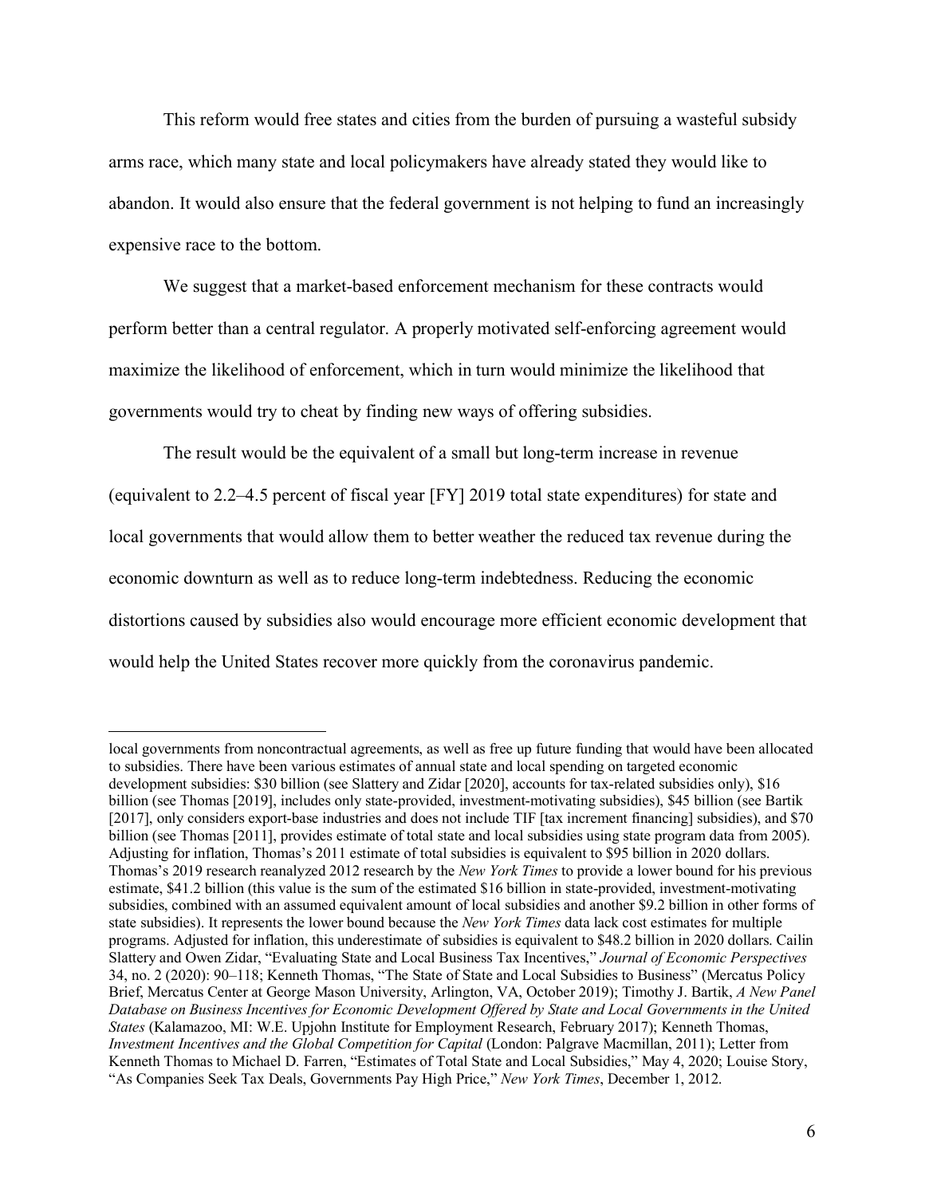This reform would free states and cities from the burden of pursuing a wasteful subsidy arms race, which many state and local policymakers have already stated they would like to abandon. It would also ensure that the federal government is not helping to fund an increasingly expensive race to the bottom.

We suggest that a market-based enforcement mechanism for these contracts would perform better than a central regulator. A properly motivated self-enforcing agreement would maximize the likelihood of enforcement, which in turn would minimize the likelihood that governments would try to cheat by finding new ways of offering subsidies.

The result would be the equivalent of a small but long-term increase in revenue (equivalent to 2.2–4.5 percent of fiscal year [FY] 2019 total state expenditures) for state and local governments that would allow them to better weather the reduced tax revenue during the economic downturn as well as to reduce long-term indebtedness. Reducing the economic distortions caused by subsidies also would encourage more efficient economic development that would help the United States recover more quickly from the coronavirus pandemic.

---

local governments from noncontractual agreements, as well as free up future funding that would have been allocated to subsidies. There have been various estimates of annual state and local spending on targeted economic development subsidies: $30 billion (see Slattery and Zidar [2020], accounts for tax-related subsidies only), $16 billion (see Thomas [2019], includes only state-provided, investment-motivating subsidies), $45 billion (see Bartik [2017], only considers export-base industries and does not include TIF [tax increment financing] subsidies), and $70 billion (see Thomas [2011], provides estimate of total state and local subsidies using state program data from 2005). Adjusting for inflation, Thomas's 2011 estimate of total subsidies is equivalent to $95 billion in 2020 dollars. Thomas's 2019 research reanalyzed 2012 research by the *New York Times* to provide a lower bound for his previous estimate, $41.2 billion (this value is the sum of the estimated $16 billion in state-provided, investment-motivating subsidies, combined with an assumed equivalent amount of local subsidies and another $9.2 billion in other forms of state subsidies). It represents the lower bound because the *New York Times* data lack cost estimates for multiple programs. Adjusted for inflation, this underestimate of subsidies is equivalent to $48.2 billion in 2020 dollars. Cailin Slattery and Owen Zidar, "Evaluating State and Local Business Tax Incentives," *Journal of Economic Perspectives* 34, no. 2 (2020): 90–118; Kenneth Thomas, "The State of State and Local Subsidies to Business" (Mercatus Policy Brief, Mercatus Center at George Mason University, Arlington, VA, October 2019); Timothy J. Bartik, *A New Panel Database on Business Incentives for Economic Development Offered by State and Local Governments in the United States* (Kalamazoo, MI: W.E. Upjohn Institute for Employment Research, February 2017); Kenneth Thomas, *Investment Incentives and the Global Competition for Capital* (London: Palgrave Macmillan, 2011); Letter from Kenneth Thomas to Michael D. Farren, "Estimates of Total State and Local Subsidies," May 4, 2020; Louise Story, "As Companies Seek Tax Deals, Governments Pay High Price," *New York Times*, December 1, 2012.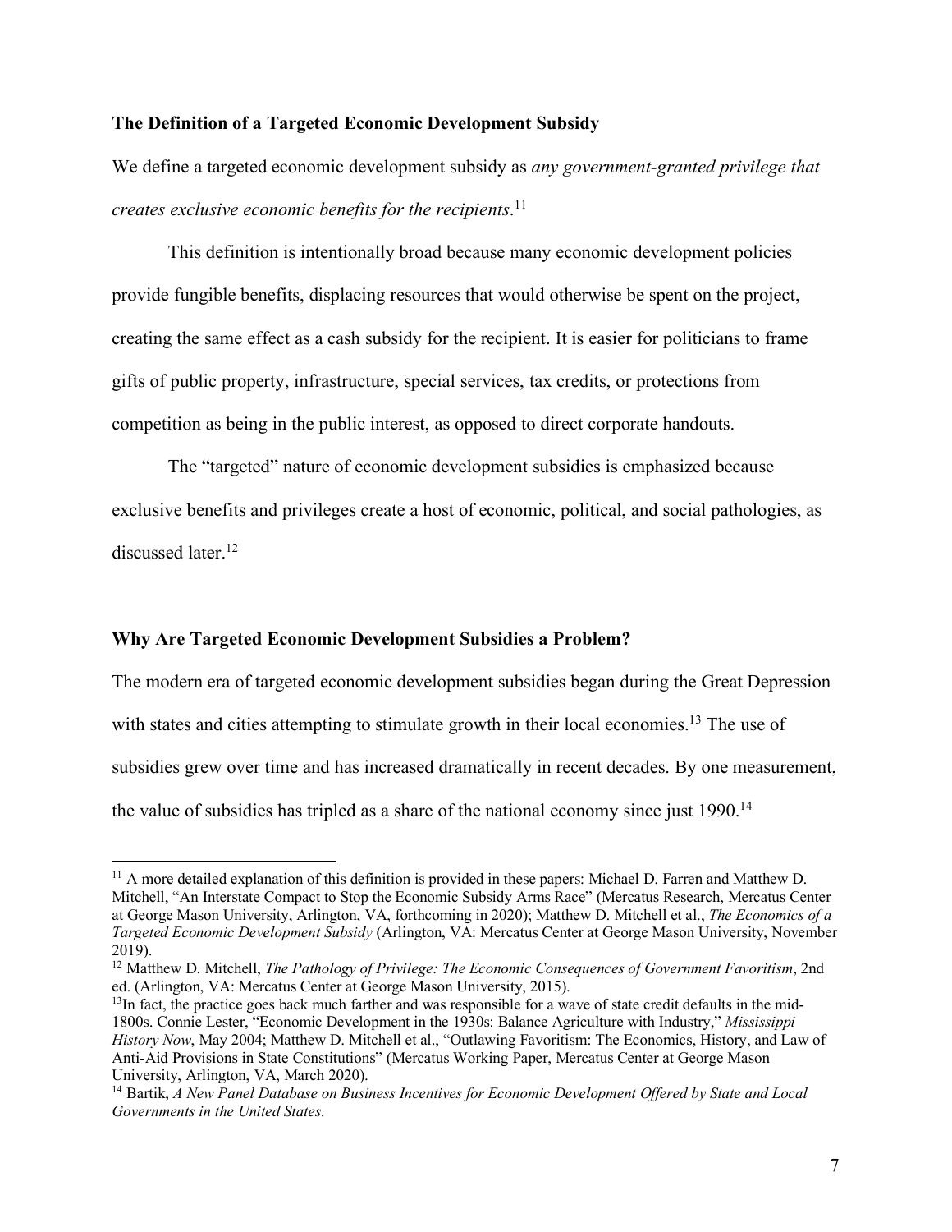### The Definition of a Targeted Economic Development Subsidy

We define a targeted economic development subsidy as *any government-granted privilege that creates exclusive economic benefits for the recipients*.[11]

This definition is intentionally broad because many economic development policies provide fungible benefits, displacing resources that would otherwise be spent on the project, creating the same effect as a cash subsidy for the recipient. It is easier for politicians to frame gifts of public property, infrastructure, special services, tax credits, or protections from competition as being in the public interest, as opposed to direct corporate handouts.

The "targeted" nature of economic development subsidies is emphasized because exclusive benefits and privileges create a host of economic, political, and social pathologies, as discussed later.[12]

### Why Are Targeted Economic Development Subsidies a Problem?

The modern era of targeted economic development subsidies began during the Great Depression with states and cities attempting to stimulate growth in their local economies.[13] The use of subsidies grew over time and has increased dramatically in recent decades. By one measurement, the value of subsidies has tripled as a share of the national economy since just 1990.[14]

---

[11] A more detailed explanation of this definition is provided in these papers: Michael D. Farren and Matthew D. Mitchell, "An Interstate Compact to Stop the Economic Subsidy Arms Race" (Mercatus Research, Mercatus Center at George Mason University, Arlington, VA, forthcoming in 2020); Matthew D. Mitchell et al., *The Economics of a Targeted Economic Development Subsidy* (Arlington, VA: Mercatus Center at George Mason University, November 2019).

[12] Matthew D. Mitchell, *The Pathology of Privilege: The Economic Consequences of Government Favoritism*, 2nd ed. (Arlington, VA: Mercatus Center at George Mason University, 2015).

[13] In fact, the practice goes back much farther and was responsible for a wave of state credit defaults in the mid-1800s. Connie Lester, "Economic Development in the 1930s: Balance Agriculture with Industry," *Mississippi History Now*, May 2004; Matthew D. Mitchell et al., "Outlawing Favoritism: The Economics, History, and Law of Anti-Aid Provisions in State Constitutions" (Mercatus Working Paper, Mercatus Center at George Mason University, Arlington, VA, March 2020).

[14] Bartik, *A New Panel Database on Business Incentives for Economic Development Offered by State and Local Governments in the United States*.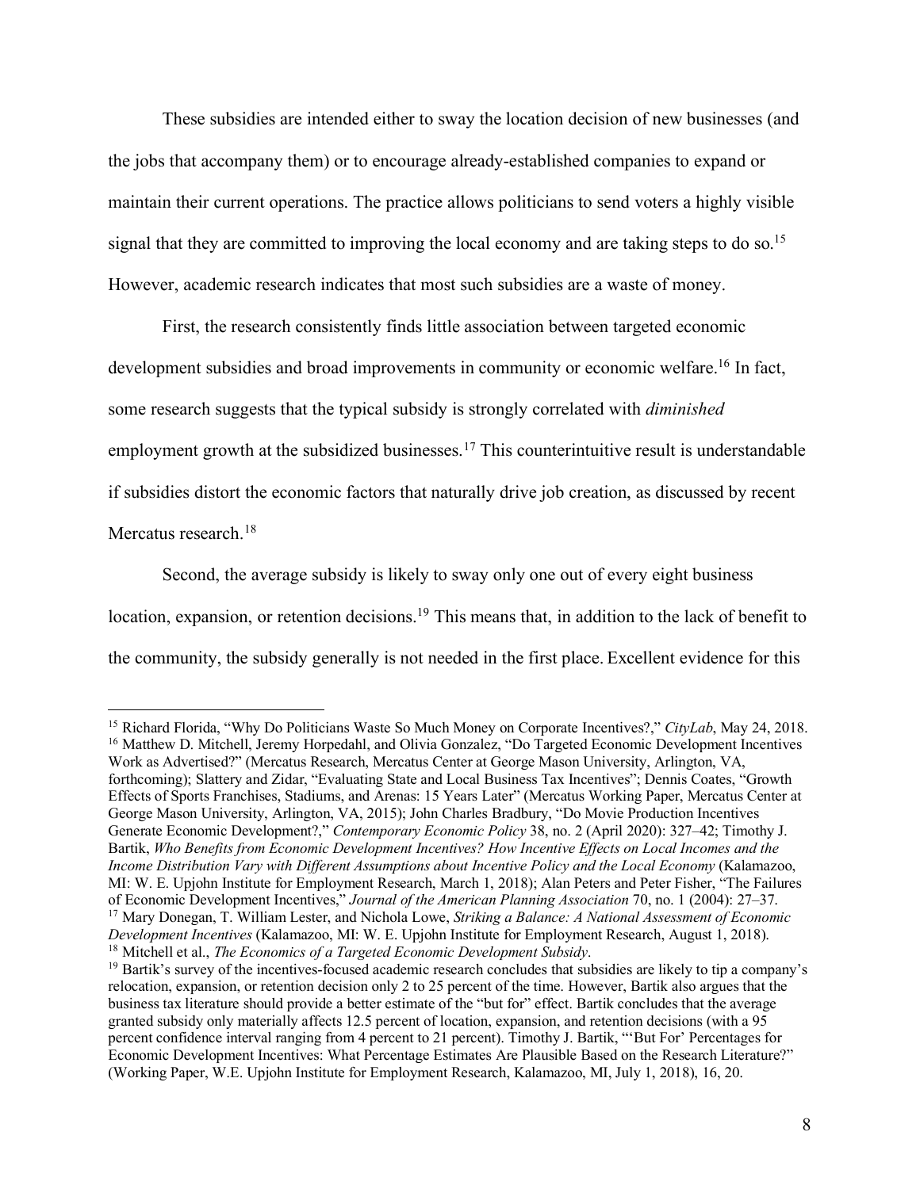These subsidies are intended either to sway the location decision of new businesses (and the jobs that accompany them) or to encourage already-established companies to expand or maintain their current operations. The practice allows politicians to send voters a highly visible signal that they are committed to improving the local economy and are taking steps to do so.[15] However, academic research indicates that most such subsidies are a waste of money.

First, the research consistently finds little association between targeted economic development subsidies and broad improvements in community or economic welfare.[16] In fact, some research suggests that the typical subsidy is strongly correlated with *diminished* employment growth at the subsidized businesses.[17] This counterintuitive result is understandable if subsidies distort the economic factors that naturally drive job creation, as discussed by recent Mercatus research.[18]

Second, the average subsidy is likely to sway only one out of every eight business location, expansion, or retention decisions.[19] This means that, in addition to the lack of benefit to the community, the subsidy generally is not needed in the first place. Excellent evidence for this

---

[15] Richard Florida, "Why Do Politicians Waste So Much Money on Corporate Incentives?," *CityLab*, May 24, 2018.

[16] Matthew D. Mitchell, Jeremy Horpedahl, and Olivia Gonzalez, "Do Targeted Economic Development Incentives Work as Advertised?" (Mercatus Research, Mercatus Center at George Mason University, Arlington, VA, forthcoming); Slattery and Zidar, "Evaluating State and Local Business Tax Incentives"; Dennis Coates, "Growth Effects of Sports Franchises, Stadiums, and Arenas: 15 Years Later" (Mercatus Working Paper, Mercatus Center at George Mason University, Arlington, VA, 2015); John Charles Bradbury, "Do Movie Production Incentives Generate Economic Development?," *Contemporary Economic Policy* 38, no. 2 (April 2020): 327–42; Timothy J. Bartik, *Who Benefits from Economic Development Incentives? How Incentive Effects on Local Incomes and the Income Distribution Vary with Different Assumptions about Incentive Policy and the Local Economy* (Kalamazoo, MI: W. E. Upjohn Institute for Employment Research, March 1, 2018); Alan Peters and Peter Fisher, "The Failures of Economic Development Incentives," *Journal of the American Planning Association* 70, no. 1 (2004): 27–37.

[17] Mary Donegan, T. William Lester, and Nichola Lowe, *Striking a Balance: A National Assessment of Economic Development Incentives* (Kalamazoo, MI: W. E. Upjohn Institute for Employment Research, August 1, 2018).

[18] Mitchell et al., *The Economics of a Targeted Economic Development Subsidy*.

[19] Bartik's survey of the incentives-focused academic research concludes that subsidies are likely to tip a company's relocation, expansion, or retention decision only 2 to 25 percent of the time. However, Bartik also argues that the business tax literature should provide a better estimate of the "but for" effect. Bartik concludes that the average granted subsidy only materially affects 12.5 percent of location, expansion, and retention decisions (with a 95 percent confidence interval ranging from 4 percent to 21 percent). Timothy J. Bartik, "'But For' Percentages for Economic Development Incentives: What Percentage Estimates Are Plausible Based on the Research Literature?" (Working Paper, W.E. Upjohn Institute for Employment Research, Kalamazoo, MI, July 1, 2018), 16, 20.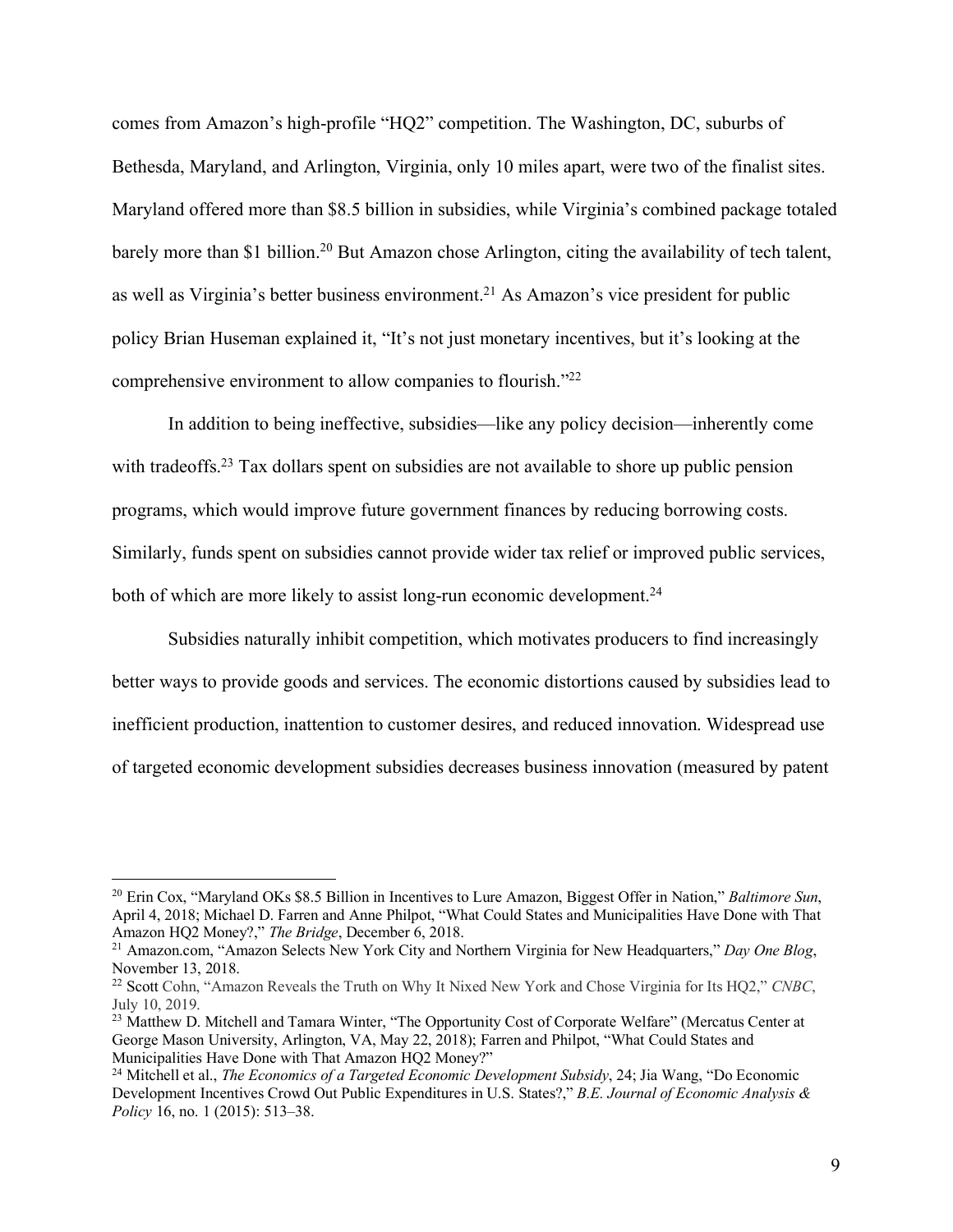comes from Amazon's high-profile "HQ2" competition. The Washington, DC, suburbs of Bethesda, Maryland, and Arlington, Virginia, only 10 miles apart, were two of the finalist sites. Maryland offered more than $8.5 billion in subsidies, while Virginia's combined package totaled barely more than $1 billion.[20] But Amazon chose Arlington, citing the availability of tech talent, as well as Virginia's better business environment.[21] As Amazon's vice president for public policy Brian Huseman explained it, "It's not just monetary incentives, but it's looking at the comprehensive environment to allow companies to flourish."[22]

In addition to being ineffective, subsidies—like any policy decision—inherently come with tradeoffs.[23] Tax dollars spent on subsidies are not available to shore up public pension programs, which would improve future government finances by reducing borrowing costs. Similarly, funds spent on subsidies cannot provide wider tax relief or improved public services, both of which are more likely to assist long-run economic development.[24]

Subsidies naturally inhibit competition, which motivates producers to find increasingly better ways to provide goods and services. The economic distortions caused by subsidies lead to inefficient production, inattention to customer desires, and reduced innovation. Widespread use of targeted economic development subsidies decreases business innovation (measured by patent

---

[20] Erin Cox, "Maryland OKs $8.5 Billion in Incentives to Lure Amazon, Biggest Offer in Nation," *Baltimore Sun*, April 4, 2018; Michael D. Farren and Anne Philpot, "What Could States and Municipalities Have Done with That Amazon HQ2 Money?," *The Bridge*, December 6, 2018.

[21] Amazon.com, "Amazon Selects New York City and Northern Virginia for New Headquarters," *Day One Blog*, November 13, 2018.

[22] Scott Cohn, "Amazon Reveals the Truth on Why It Nixed New York and Chose Virginia for Its HQ2," *CNBC*, July 10, 2019.

[23] Matthew D. Mitchell and Tamara Winter, "The Opportunity Cost of Corporate Welfare" (Mercatus Center at George Mason University, Arlington, VA, May 22, 2018); Farren and Philpot, "What Could States and Municipalities Have Done with That Amazon HQ2 Money?"

[24] Mitchell et al., *The Economics of a Targeted Economic Development Subsidy*, 24; Jia Wang, "Do Economic Development Incentives Crowd Out Public Expenditures in U.S. States?," *B.E. Journal of Economic Analysis & Policy* 16, no. 1 (2015): 513–38.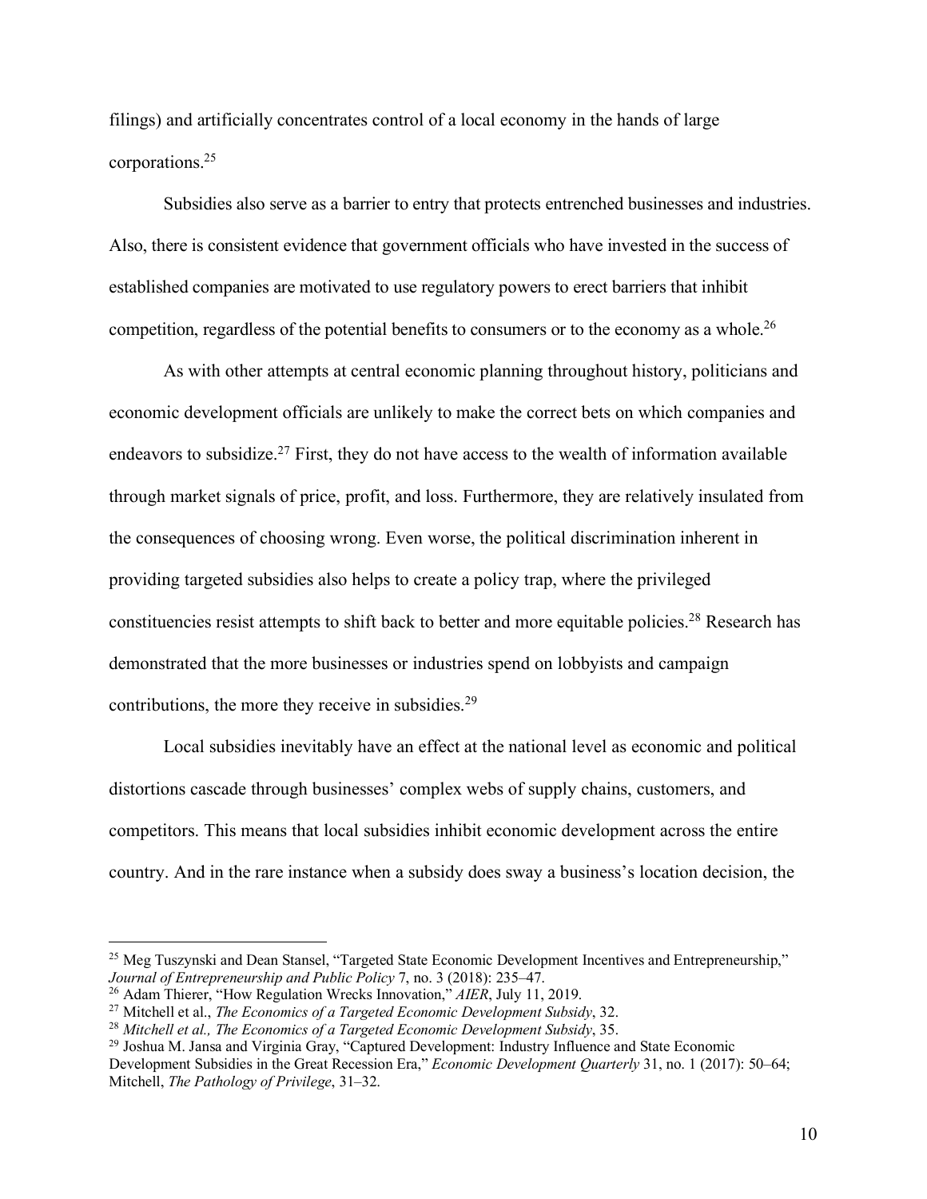filings) and artificially concentrates control of a local economy in the hands of large corporations.[25]

Subsidies also serve as a barrier to entry that protects entrenched businesses and industries. Also, there is consistent evidence that government officials who have invested in the success of established companies are motivated to use regulatory powers to erect barriers that inhibit competition, regardless of the potential benefits to consumers or to the economy as a whole.[26]

As with other attempts at central economic planning throughout history, politicians and economic development officials are unlikely to make the correct bets on which companies and endeavors to subsidize.[27] First, they do not have access to the wealth of information available through market signals of price, profit, and loss. Furthermore, they are relatively insulated from the consequences of choosing wrong. Even worse, the political discrimination inherent in providing targeted subsidies also helps to create a policy trap, where the privileged constituencies resist attempts to shift back to better and more equitable policies.[28] Research has demonstrated that the more businesses or industries spend on lobbyists and campaign contributions, the more they receive in subsidies.[29]

Local subsidies inevitably have an effect at the national level as economic and political distortions cascade through businesses' complex webs of supply chains, customers, and competitors. This means that local subsidies inhibit economic development across the entire country. And in the rare instance when a subsidy does sway a business's location decision, the

---

[25] Meg Tuszynski and Dean Stansel, "Targeted State Economic Development Incentives and Entrepreneurship," *Journal of Entrepreneurship and Public Policy* 7, no. 3 (2018): 235–47.

[26] Adam Thierer, "How Regulation Wrecks Innovation," *AIER*, July 11, 2019.

[27] Mitchell et al., *The Economics of a Targeted Economic Development Subsidy*, 32.

[28] *Mitchell et al., The Economics of a Targeted Economic Development Subsidy*, 35.

[29] Joshua M. Jansa and Virginia Gray, "Captured Development: Industry Influence and State Economic Development Subsidies in the Great Recession Era," *Economic Development Quarterly* 31, no. 1 (2017): 50–64; Mitchell, *The Pathology of Privilege*, 31–32.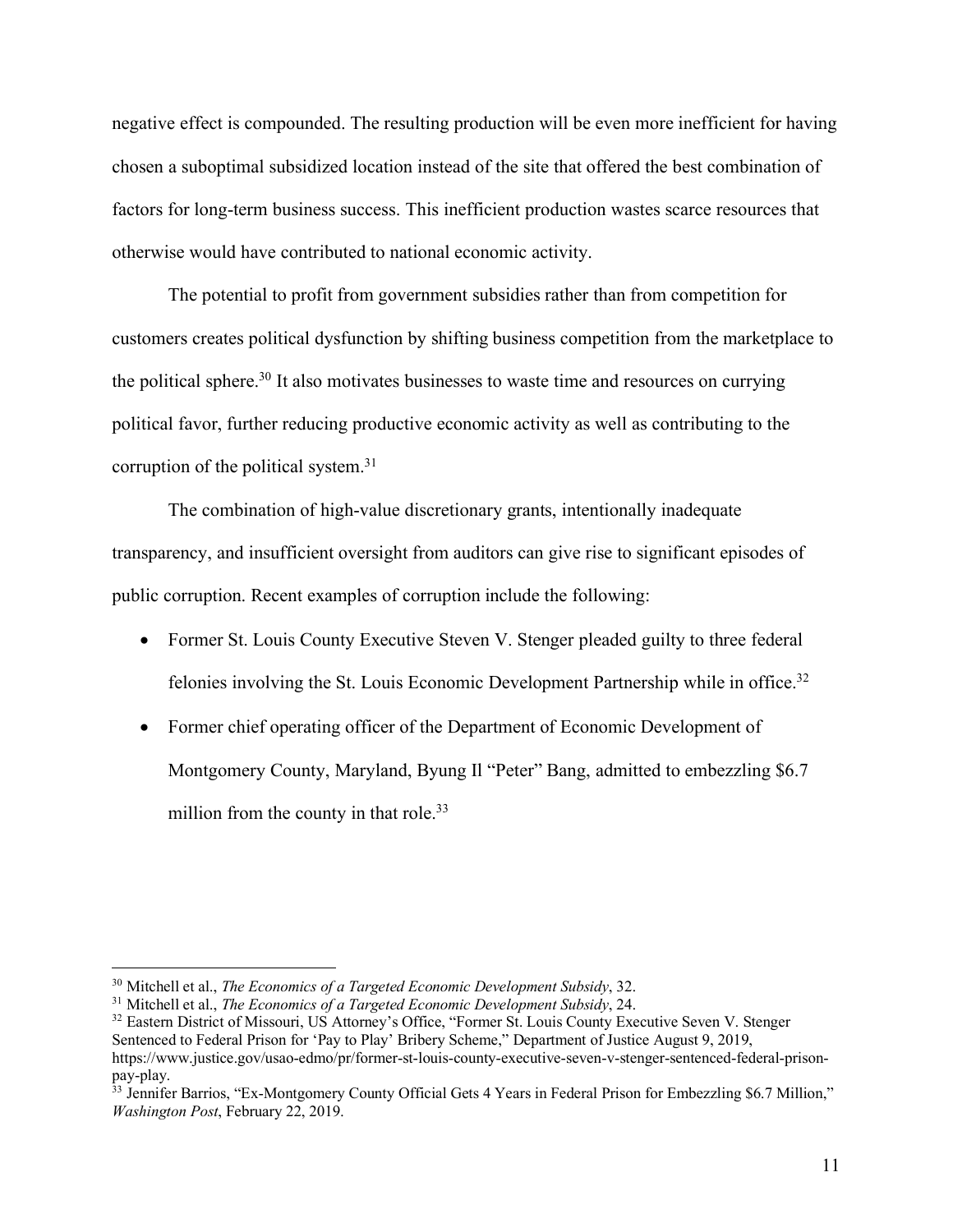negative effect is compounded. The resulting production will be even more inefficient for having chosen a suboptimal subsidized location instead of the site that offered the best combination of factors for long-term business success. This inefficient production wastes scarce resources that otherwise would have contributed to national economic activity.

The potential to profit from government subsidies rather than from competition for customers creates political dysfunction by shifting business competition from the marketplace to the political sphere.[30] It also motivates businesses to waste time and resources on currying political favor, further reducing productive economic activity as well as contributing to the corruption of the political system.[31]

The combination of high-value discretionary grants, intentionally inadequate transparency, and insufficient oversight from auditors can give rise to significant episodes of public corruption. Recent examples of corruption include the following:

- Former St. Louis County Executive Steven V. Stenger pleaded guilty to three federal felonies involving the St. Louis Economic Development Partnership while in office.[32]
- Former chief operating officer of the Department of Economic Development of Montgomery County, Maryland, Byung Il "Peter" Bang, admitted to embezzling $6.7 million from the county in that role.[33]

---

[30] Mitchell et al., *The Economics of a Targeted Economic Development Subsidy*, 32.

[31] Mitchell et al., *The Economics of a Targeted Economic Development Subsidy*, 24.

[32] Eastern District of Missouri, US Attorney's Office, "Former St. Louis County Executive Seven V. Stenger Sentenced to Federal Prison for 'Pay to Play' Bribery Scheme," Department of Justice August 9, 2019, https://www.justice.gov/usao-edmo/pr/former-st-louis-county-executive-seven-v-stenger-sentenced-federal-prison-pay-play.

[33] Jennifer Barrios, "Ex-Montgomery County Official Gets 4 Years in Federal Prison for Embezzling $6.7 Million," *Washington Post*, February 22, 2019.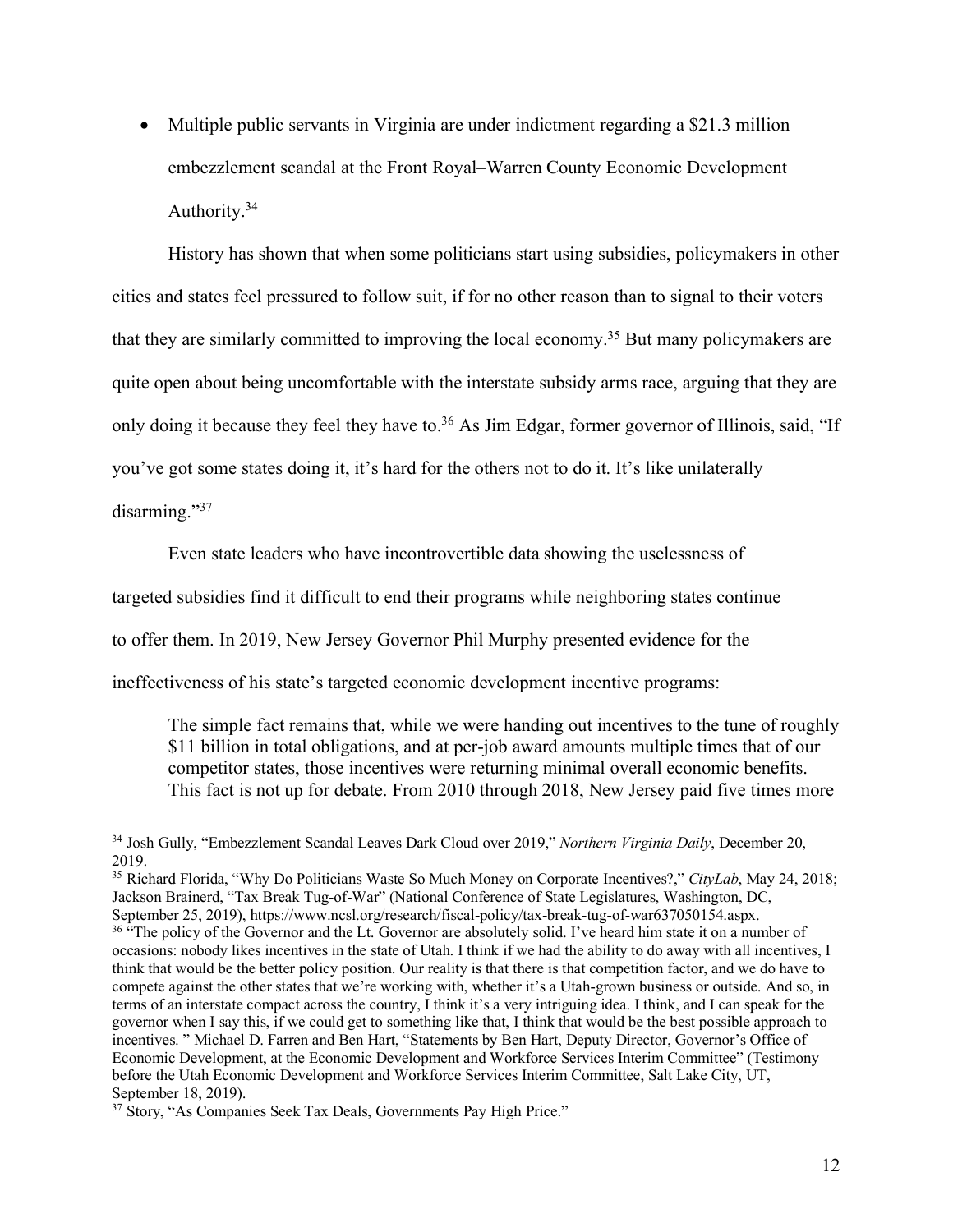- Multiple public servants in Virginia are under indictment regarding a $21.3 million embezzlement scandal at the Front Royal–Warren County Economic Development Authority.[34]

History has shown that when some politicians start using subsidies, policymakers in other cities and states feel pressured to follow suit, if for no other reason than to signal to their voters that they are similarly committed to improving the local economy.[35] But many policymakers are quite open about being uncomfortable with the interstate subsidy arms race, arguing that they are only doing it because they feel they have to.[36] As Jim Edgar, former governor of Illinois, said, "If you've got some states doing it, it's hard for the others not to do it. It's like unilaterally disarming."[37]

Even state leaders who have incontrovertible data showing the uselessness of targeted subsidies find it difficult to end their programs while neighboring states continue to offer them. In 2019, New Jersey Governor Phil Murphy presented evidence for the ineffectiveness of his state's targeted economic development incentive programs:

> The simple fact remains that, while we were handing out incentives to the tune of roughly $11 billion in total obligations, and at per-job award amounts multiple times that of our competitor states, those incentives were returning minimal overall economic benefits. This fact is not up for debate. From 2010 through 2018, New Jersey paid five times more

---

[34] Josh Gully, "Embezzlement Scandal Leaves Dark Cloud over 2019," *Northern Virginia Daily*, December 20, 2019.

[35] Richard Florida, "Why Do Politicians Waste So Much Money on Corporate Incentives?," *CityLab*, May 24, 2018; Jackson Brainerd, "Tax Break Tug-of-War" (National Conference of State Legislatures, Washington, DC, September 25, 2019), https://www.ncsl.org/research/fiscal-policy/tax-break-tug-of-war637050154.aspx.

[36] "The policy of the Governor and the Lt. Governor are absolutely solid. I've heard him state it on a number of occasions: nobody likes incentives in the state of Utah. I think if we had the ability to do away with all incentives, I think that would be the better policy position. Our reality is that there is that competition factor, and we do have to compete against the other states that we're working with, whether it's a Utah-grown business or outside. And so, in terms of an interstate compact across the country, I think it's a very intriguing idea. I think, and I can speak for the governor when I say this, if we could get to something like that, I think that would be the best possible approach to incentives. " Michael D. Farren and Ben Hart, "Statements by Ben Hart, Deputy Director, Governor's Office of Economic Development, at the Economic Development and Workforce Services Interim Committee" (Testimony before the Utah Economic Development and Workforce Services Interim Committee, Salt Lake City, UT, September 18, 2019).

[37] Story, "As Companies Seek Tax Deals, Governments Pay High Price."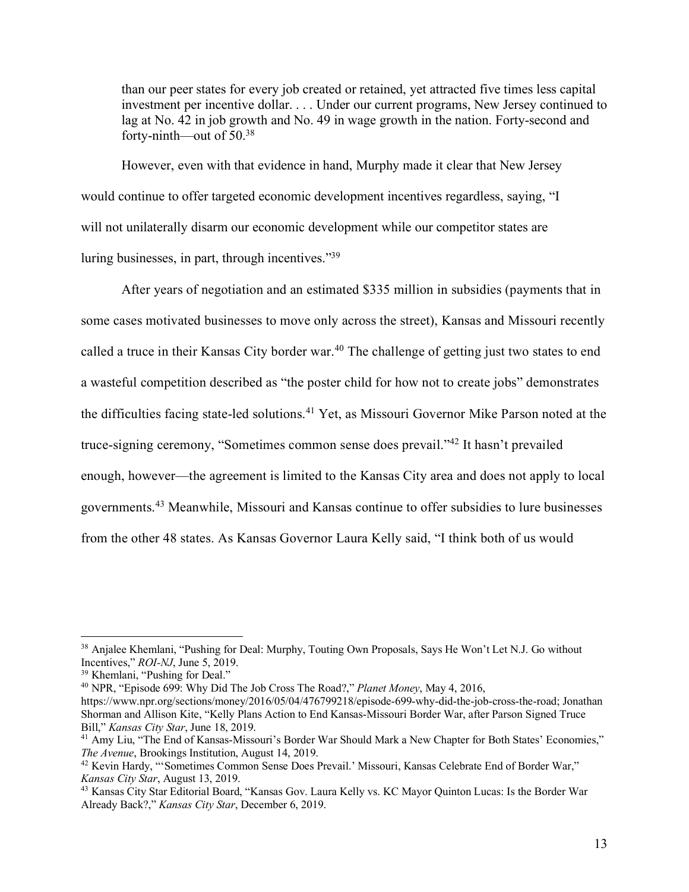> than our peer states for every job created or retained, yet attracted five times less capital investment per incentive dollar. . . . Under our current programs, New Jersey continued to lag at No. 42 in job growth and No. 49 in wage growth in the nation. Forty-second and forty-ninth—out of 50.[38]

However, even with that evidence in hand, Murphy made it clear that New Jersey would continue to offer targeted economic development incentives regardless, saying, "I will not unilaterally disarm our economic development while our competitor states are luring businesses, in part, through incentives."[39]

After years of negotiation and an estimated $335 million in subsidies (payments that in some cases motivated businesses to move only across the street), Kansas and Missouri recently called a truce in their Kansas City border war.[40] The challenge of getting just two states to end a wasteful competition described as "the poster child for how not to create jobs" demonstrates the difficulties facing state-led solutions.[41] Yet, as Missouri Governor Mike Parson noted at the truce-signing ceremony, "Sometimes common sense does prevail."[42] It hasn't prevailed enough, however—the agreement is limited to the Kansas City area and does not apply to local governments.[43] Meanwhile, Missouri and Kansas continue to offer subsidies to lure businesses from the other 48 states. As Kansas Governor Laura Kelly said, "I think both of us would

---

[38] Anjalee Khemlani, "Pushing for Deal: Murphy, Touting Own Proposals, Says He Won't Let N.J. Go without Incentives," *ROI-NJ*, June 5, 2019.

[39] Khemlani, "Pushing for Deal."

[40] NPR, "Episode 699: Why Did The Job Cross The Road?," *Planet Money*, May 4, 2016, https://www.npr.org/sections/money/2016/05/04/476799218/episode-699-why-did-the-job-cross-the-road; Jonathan Shorman and Allison Kite, "Kelly Plans Action to End Kansas-Missouri Border War, after Parson Signed Truce Bill," *Kansas City Star*, June 18, 2019.

[41] Amy Liu, "The End of Kansas-Missouri's Border War Should Mark a New Chapter for Both States' Economies," *The Avenue*, Brookings Institution, August 14, 2019.

[42] Kevin Hardy, "'Sometimes Common Sense Does Prevail.' Missouri, Kansas Celebrate End of Border War," *Kansas City Star*, August 13, 2019.

[43] Kansas City Star Editorial Board, "Kansas Gov. Laura Kelly vs. KC Mayor Quinton Lucas: Is the Border War Already Back?," *Kansas City Star*, December 6, 2019.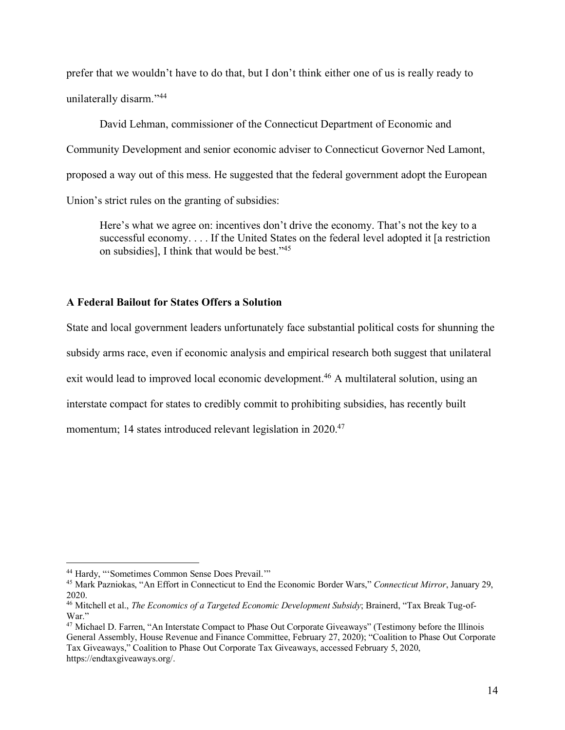prefer that we wouldn't have to do that, but I don't think either one of us is really ready to unilaterally disarm."[44]

David Lehman, commissioner of the Connecticut Department of Economic and Community Development and senior economic adviser to Connecticut Governor Ned Lamont, proposed a way out of this mess. He suggested that the federal government adopt the European Union's strict rules on the granting of subsidies:

> Here's what we agree on: incentives don't drive the economy. That's not the key to a successful economy. . . . If the United States on the federal level adopted it [a restriction on subsidies], I think that would be best."[45]

### A Federal Bailout for States Offers a Solution

State and local government leaders unfortunately face substantial political costs for shunning the subsidy arms race, even if economic analysis and empirical research both suggest that unilateral exit would lead to improved local economic development.[46] A multilateral solution, using an interstate compact for states to credibly commit to prohibiting subsidies, has recently built momentum; 14 states introduced relevant legislation in 2020.[47]

---

[44] Hardy, "'Sometimes Common Sense Does Prevail.'"

[45] Mark Pazniokas, "An Effort in Connecticut to End the Economic Border Wars," *Connecticut Mirror*, January 29, 2020.

[46] Mitchell et al., *The Economics of a Targeted Economic Development Subsidy*; Brainerd, "Tax Break Tug-of-War."

[47] Michael D. Farren, "An Interstate Compact to Phase Out Corporate Giveaways" (Testimony before the Illinois General Assembly, House Revenue and Finance Committee, February 27, 2020); "Coalition to Phase Out Corporate Tax Giveaways," Coalition to Phase Out Corporate Tax Giveaways, accessed February 5, 2020, https://endtaxgiveaways.org/.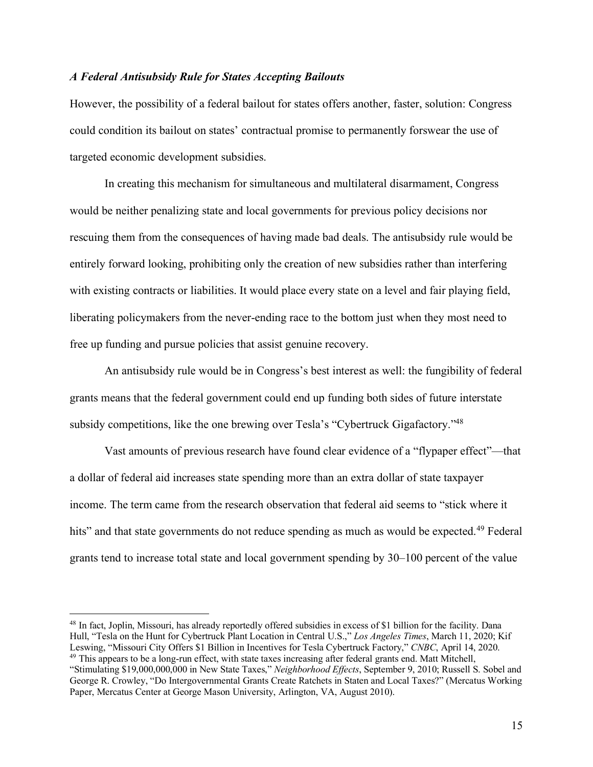### *A Federal Antisubsidy Rule for States Accepting Bailouts*

However, the possibility of a federal bailout for states offers another, faster, solution: Congress could condition its bailout on states' contractual promise to permanently forswear the use of targeted economic development subsidies.

In creating this mechanism for simultaneous and multilateral disarmament, Congress would be neither penalizing state and local governments for previous policy decisions nor rescuing them from the consequences of having made bad deals. The antisubsidy rule would be entirely forward looking, prohibiting only the creation of new subsidies rather than interfering with existing contracts or liabilities. It would place every state on a level and fair playing field, liberating policymakers from the never-ending race to the bottom just when they most need to free up funding and pursue policies that assist genuine recovery.

An antisubsidy rule would be in Congress's best interest as well: the fungibility of federal grants means that the federal government could end up funding both sides of future interstate subsidy competitions, like the one brewing over Tesla's "Cybertruck Gigafactory."[48]

Vast amounts of previous research have found clear evidence of a "flypaper effect"—that a dollar of federal aid increases state spending more than an extra dollar of state taxpayer income. The term came from the research observation that federal aid seems to "stick where it hits" and that state governments do not reduce spending as much as would be expected.[49] Federal grants tend to increase total state and local government spending by 30–100 percent of the value

---

[48] In fact, Joplin, Missouri, has already reportedly offered subsidies in excess of $1 billion for the facility. Dana Hull, "Tesla on the Hunt for Cybertruck Plant Location in Central U.S.," *Los Angeles Times*, March 11, 2020; Kif Leswing, "Missouri City Offers $1 Billion in Incentives for Tesla Cybertruck Factory," *CNBC*, April 14, 2020.

[49] This appears to be a long-run effect, with state taxes increasing after federal grants end. Matt Mitchell, "Stimulating $19,000,000,000 in New State Taxes," *Neighborhood Effects*, September 9, 2010; Russell S. Sobel and George R. Crowley, "Do Intergovernmental Grants Create Ratchets in Staten and Local Taxes?" (Mercatus Working Paper, Mercatus Center at George Mason University, Arlington, VA, August 2010).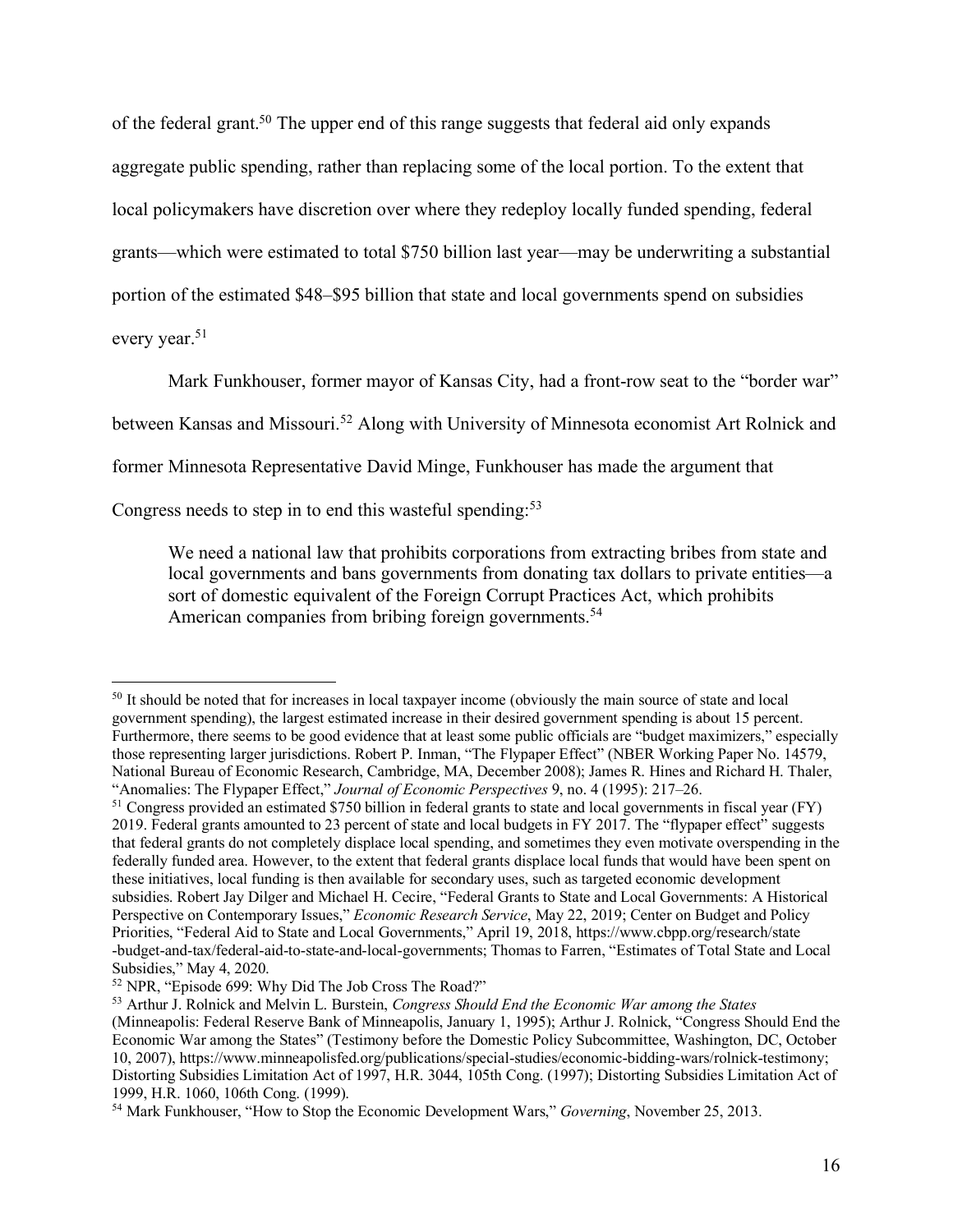of the federal grant.[50] The upper end of this range suggests that federal aid only expands aggregate public spending, rather than replacing some of the local portion. To the extent that local policymakers have discretion over where they redeploy locally funded spending, federal grants—which were estimated to total $750 billion last year—may be underwriting a substantial portion of the estimated $48–$95 billion that state and local governments spend on subsidies every year.[51]

Mark Funkhouser, former mayor of Kansas City, had a front-row seat to the "border war" between Kansas and Missouri.[52] Along with University of Minnesota economist Art Rolnick and former Minnesota Representative David Minge, Funkhouser has made the argument that Congress needs to step in to end this wasteful spending:[53]

> We need a national law that prohibits corporations from extracting bribes from state and local governments and bans governments from donating tax dollars to private entities—a sort of domestic equivalent of the Foreign Corrupt Practices Act, which prohibits American companies from bribing foreign governments.[54]

---

[50] It should be noted that for increases in local taxpayer income (obviously the main source of state and local government spending), the largest estimated increase in their desired government spending is about 15 percent. Furthermore, there seems to be good evidence that at least some public officials are "budget maximizers," especially those representing larger jurisdictions. Robert P. Inman, "The Flypaper Effect" (NBER Working Paper No. 14579, National Bureau of Economic Research, Cambridge, MA, December 2008); James R. Hines and Richard H. Thaler, "Anomalies: The Flypaper Effect," *Journal of Economic Perspectives* 9, no. 4 (1995): 217–26.

[51] Congress provided an estimated $750 billion in federal grants to state and local governments in fiscal year (FY) 2019. Federal grants amounted to 23 percent of state and local budgets in FY 2017. The "flypaper effect" suggests that federal grants do not completely displace local spending, and sometimes they even motivate overspending in the federally funded area. However, to the extent that federal grants displace local funds that would have been spent on these initiatives, local funding is then available for secondary uses, such as targeted economic development subsidies. Robert Jay Dilger and Michael H. Cecire, "Federal Grants to State and Local Governments: A Historical Perspective on Contemporary Issues," *Economic Research Service*, May 22, 2019; Center on Budget and Policy Priorities, "Federal Aid to State and Local Governments," April 19, 2018, https://www.cbpp.org/research/state-budget-and-tax/federal-aid-to-state-and-local-governments; Thomas to Farren, "Estimates of Total State and Local Subsidies," May 4, 2020.

[52] NPR, "Episode 699: Why Did The Job Cross The Road?"

[53] Arthur J. Rolnick and Melvin L. Burstein, *Congress Should End the Economic War among the States* (Minneapolis: Federal Reserve Bank of Minneapolis, January 1, 1995); Arthur J. Rolnick, "Congress Should End the Economic War among the States" (Testimony before the Domestic Policy Subcommittee, Washington, DC, October 10, 2007), https://www.minneapolisfed.org/publications/special-studies/economic-bidding-wars/rolnick-testimony; Distorting Subsidies Limitation Act of 1997, H.R. 3044, 105th Cong. (1997); Distorting Subsidies Limitation Act of 1999, H.R. 1060, 106th Cong. (1999).

[54] Mark Funkhouser, "How to Stop the Economic Development Wars," *Governing*, November 25, 2013.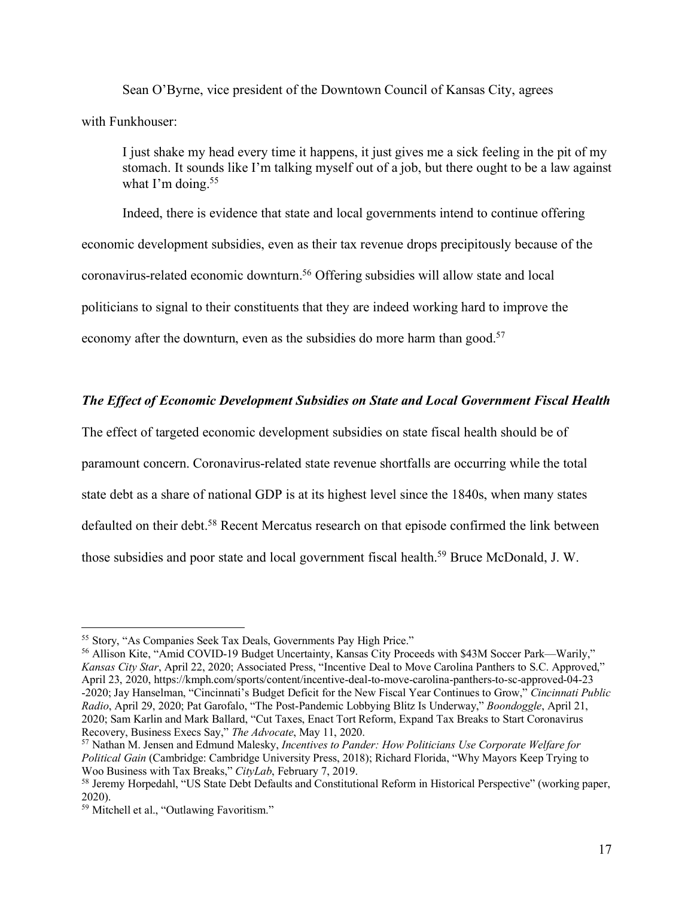Sean O'Byrne, vice president of the Downtown Council of Kansas City, agrees with Funkhouser:

> I just shake my head every time it happens, it just gives me a sick feeling in the pit of my stomach. It sounds like I'm talking myself out of a job, but there ought to be a law against what I'm doing.[55]

Indeed, there is evidence that state and local governments intend to continue offering economic development subsidies, even as their tax revenue drops precipitously because of the coronavirus-related economic downturn.[56] Offering subsidies will allow state and local politicians to signal to their constituents that they are indeed working hard to improve the economy after the downturn, even as the subsidies do more harm than good.[57]

### *The Effect of Economic Development Subsidies on State and Local Government Fiscal Health*

The effect of targeted economic development subsidies on state fiscal health should be of paramount concern. Coronavirus-related state revenue shortfalls are occurring while the total state debt as a share of national GDP is at its highest level since the 1840s, when many states defaulted on their debt.[58] Recent Mercatus research on that episode confirmed the link between those subsidies and poor state and local government fiscal health.[59] Bruce McDonald, J. W.

---

[55] Story, "As Companies Seek Tax Deals, Governments Pay High Price."

[56] Allison Kite, "Amid COVID-19 Budget Uncertainty, Kansas City Proceeds with $43M Soccer Park—Warily," *Kansas City Star*, April 22, 2020; Associated Press, "Incentive Deal to Move Carolina Panthers to S.C. Approved," April 23, 2020, https://kmph.com/sports/content/incentive-deal-to-move-carolina-panthers-to-sc-approved-04-23-2020; Jay Hanselman, "Cincinnati's Budget Deficit for the New Fiscal Year Continues to Grow," *Cincinnati Public Radio*, April 29, 2020; Pat Garofalo, "The Post-Pandemic Lobbying Blitz Is Underway," *Boondoggle*, April 21, 2020; Sam Karlin and Mark Ballard, "Cut Taxes, Enact Tort Reform, Expand Tax Breaks to Start Coronavirus Recovery, Business Execs Say," *The Advocate*, May 11, 2020.

[57] Nathan M. Jensen and Edmund Malesky, *Incentives to Pander: How Politicians Use Corporate Welfare for Political Gain* (Cambridge: Cambridge University Press, 2018); Richard Florida, "Why Mayors Keep Trying to Woo Business with Tax Breaks," *CityLab*, February 7, 2019.

[58] Jeremy Horpedahl, "US State Debt Defaults and Constitutional Reform in Historical Perspective" (working paper, 2020).

[59] Mitchell et al., "Outlawing Favoritism."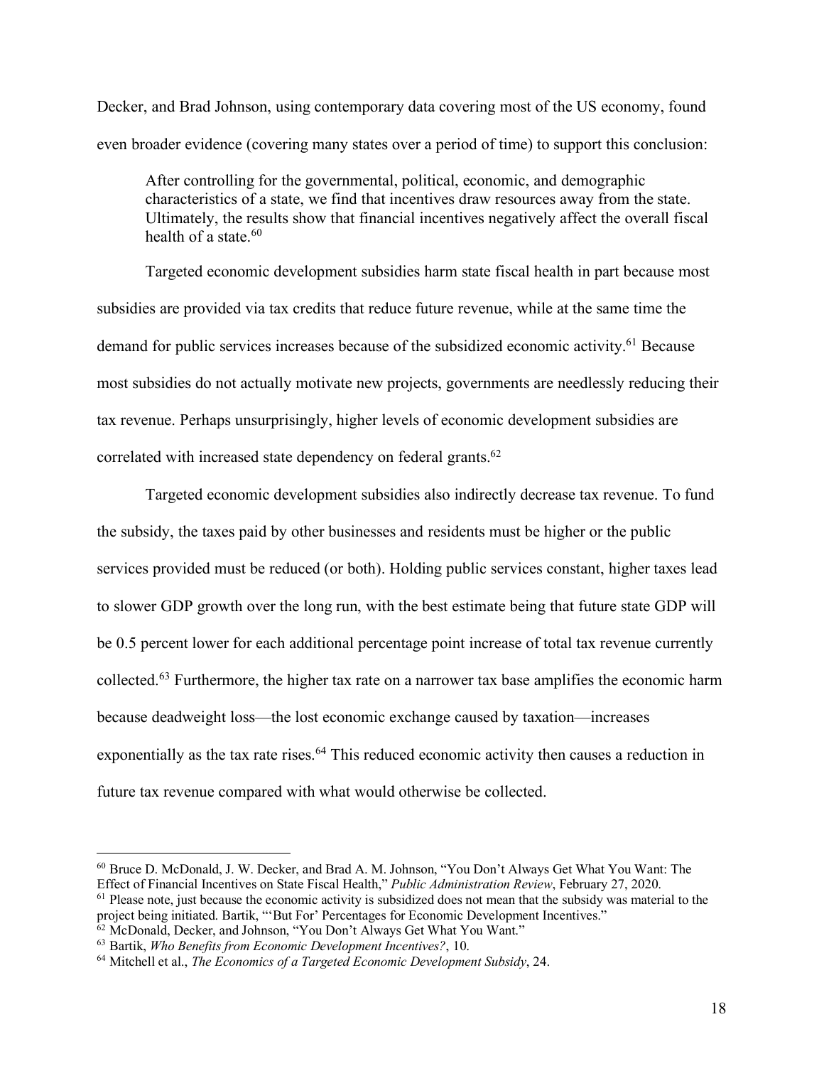Decker, and Brad Johnson, using contemporary data covering most of the US economy, found even broader evidence (covering many states over a period of time) to support this conclusion:

> After controlling for the governmental, political, economic, and demographic characteristics of a state, we find that incentives draw resources away from the state. Ultimately, the results show that financial incentives negatively affect the overall fiscal health of a state.[60]

Targeted economic development subsidies harm state fiscal health in part because most subsidies are provided via tax credits that reduce future revenue, while at the same time the demand for public services increases because of the subsidized economic activity.[61] Because most subsidies do not actually motivate new projects, governments are needlessly reducing their tax revenue. Perhaps unsurprisingly, higher levels of economic development subsidies are correlated with increased state dependency on federal grants.[62]

Targeted economic development subsidies also indirectly decrease tax revenue. To fund the subsidy, the taxes paid by other businesses and residents must be higher or the public services provided must be reduced (or both). Holding public services constant, higher taxes lead to slower GDP growth over the long run, with the best estimate being that future state GDP will be 0.5 percent lower for each additional percentage point increase of total tax revenue currently collected.[63] Furthermore, the higher tax rate on a narrower tax base amplifies the economic harm because deadweight loss—the lost economic exchange caused by taxation—increases exponentially as the tax rate rises.[64] This reduced economic activity then causes a reduction in future tax revenue compared with what would otherwise be collected.

---

[60] Bruce D. McDonald, J. W. Decker, and Brad A. M. Johnson, "You Don't Always Get What You Want: The Effect of Financial Incentives on State Fiscal Health," *Public Administration Review*, February 27, 2020.

[61] Please note, just because the economic activity is subsidized does not mean that the subsidy was material to the project being initiated. Bartik, "'But For' Percentages for Economic Development Incentives."

[62] McDonald, Decker, and Johnson, "You Don't Always Get What You Want."

[63] Bartik, *Who Benefits from Economic Development Incentives?*, 10.

[64] Mitchell et al., *The Economics of a Targeted Economic Development Subsidy*, 24.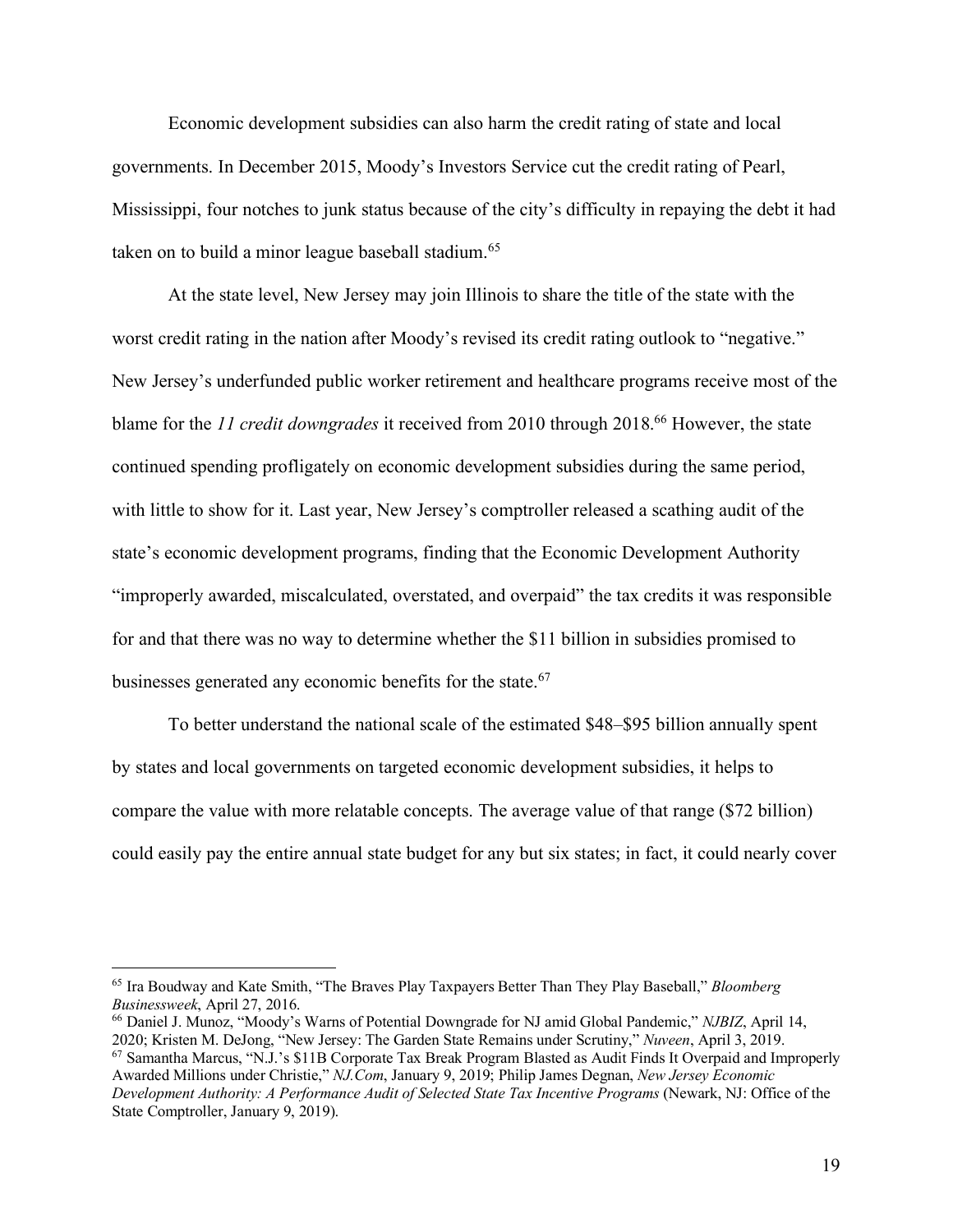Economic development subsidies can also harm the credit rating of state and local governments. In December 2015, Moody's Investors Service cut the credit rating of Pearl, Mississippi, four notches to junk status because of the city's difficulty in repaying the debt it had taken on to build a minor league baseball stadium.[65]

At the state level, New Jersey may join Illinois to share the title of the state with the worst credit rating in the nation after Moody's revised its credit rating outlook to "negative." New Jersey's underfunded public worker retirement and healthcare programs receive most of the blame for the *11 credit downgrades* it received from 2010 through 2018.[66] However, the state continued spending profligately on economic development subsidies during the same period, with little to show for it. Last year, New Jersey's comptroller released a scathing audit of the state's economic development programs, finding that the Economic Development Authority "improperly awarded, miscalculated, overstated, and overpaid" the tax credits it was responsible for and that there was no way to determine whether the $11 billion in subsidies promised to businesses generated any economic benefits for the state.[67]

To better understand the national scale of the estimated $48–$95 billion annually spent by states and local governments on targeted economic development subsidies, it helps to compare the value with more relatable concepts. The average value of that range ($72 billion) could easily pay the entire annual state budget for any but six states; in fact, it could nearly cover

---

[65] Ira Boudway and Kate Smith, "The Braves Play Taxpayers Better Than They Play Baseball," *Bloomberg Businessweek*, April 27, 2016.

[66] Daniel J. Munoz, "Moody's Warns of Potential Downgrade for NJ amid Global Pandemic," *NJBIZ*, April 14, 2020; Kristen M. DeJong, "New Jersey: The Garden State Remains under Scrutiny," *Nuveen*, April 3, 2019.

[67] Samantha Marcus, "N.J.'s $11B Corporate Tax Break Program Blasted as Audit Finds It Overpaid and Improperly Awarded Millions under Christie," *NJ.Com*, January 9, 2019; Philip James Degnan, *New Jersey Economic Development Authority: A Performance Audit of Selected State Tax Incentive Programs* (Newark, NJ: Office of the State Comptroller, January 9, 2019).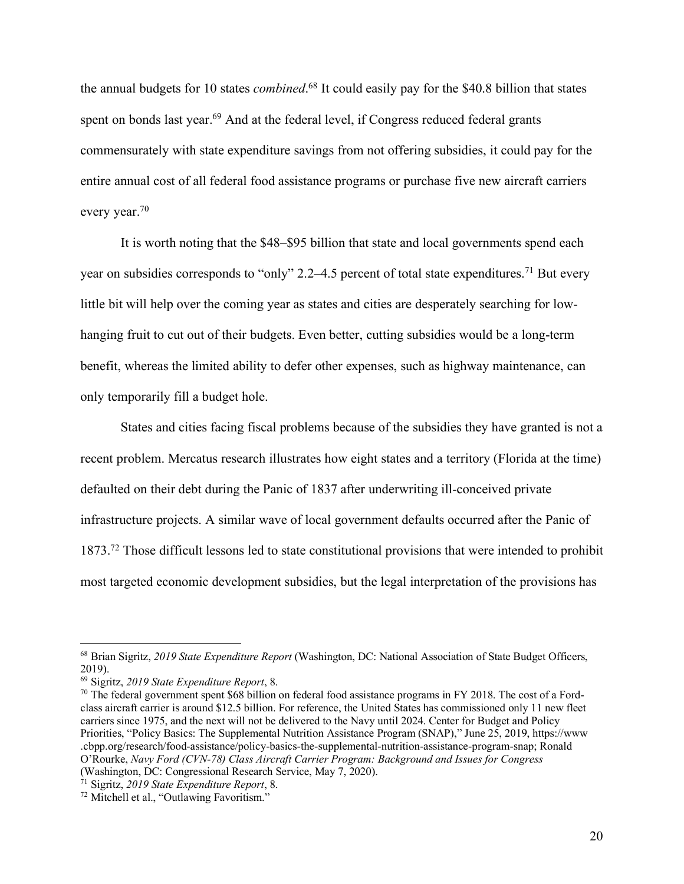the annual budgets for 10 states *combined*.[68] It could easily pay for the $40.8 billion that states spent on bonds last year.[69] And at the federal level, if Congress reduced federal grants commensurately with state expenditure savings from not offering subsidies, it could pay for the entire annual cost of all federal food assistance programs or purchase five new aircraft carriers every year.[70]

It is worth noting that the $48–$95 billion that state and local governments spend each year on subsidies corresponds to "only" 2.2–4.5 percent of total state expenditures.[71] But every little bit will help over the coming year as states and cities are desperately searching for low-hanging fruit to cut out of their budgets. Even better, cutting subsidies would be a long-term benefit, whereas the limited ability to defer other expenses, such as highway maintenance, can only temporarily fill a budget hole.

States and cities facing fiscal problems because of the subsidies they have granted is not a recent problem. Mercatus research illustrates how eight states and a territory (Florida at the time) defaulted on their debt during the Panic of 1837 after underwriting ill-conceived private infrastructure projects. A similar wave of local government defaults occurred after the Panic of 1873.[72] Those difficult lessons led to state constitutional provisions that were intended to prohibit most targeted economic development subsidies, but the legal interpretation of the provisions has

[68] Brian Sigritz, *2019 State Expenditure Report* (Washington, DC: National Association of State Budget Officers, 2019).

[69] Sigritz, *2019 State Expenditure Report*, 8.

[70] The federal government spent $68 billion on federal food assistance programs in FY 2018. The cost of a Ford-class aircraft carrier is around $12.5 billion. For reference, the United States has commissioned only 11 new fleet carriers since 1975, and the next will not be delivered to the Navy until 2024. Center for Budget and Policy Priorities, "Policy Basics: The Supplemental Nutrition Assistance Program (SNAP)," June 25, 2019, https://www.cbpp.org/research/food-assistance/policy-basics-the-supplemental-nutrition-assistance-program-snap; Ronald O'Rourke, *Navy Ford (CVN-78) Class Aircraft Carrier Program: Background and Issues for Congress* (Washington, DC: Congressional Research Service, May 7, 2020).

[71] Sigritz, *2019 State Expenditure Report*, 8.

[72] Mitchell et al., "Outlawing Favoritism."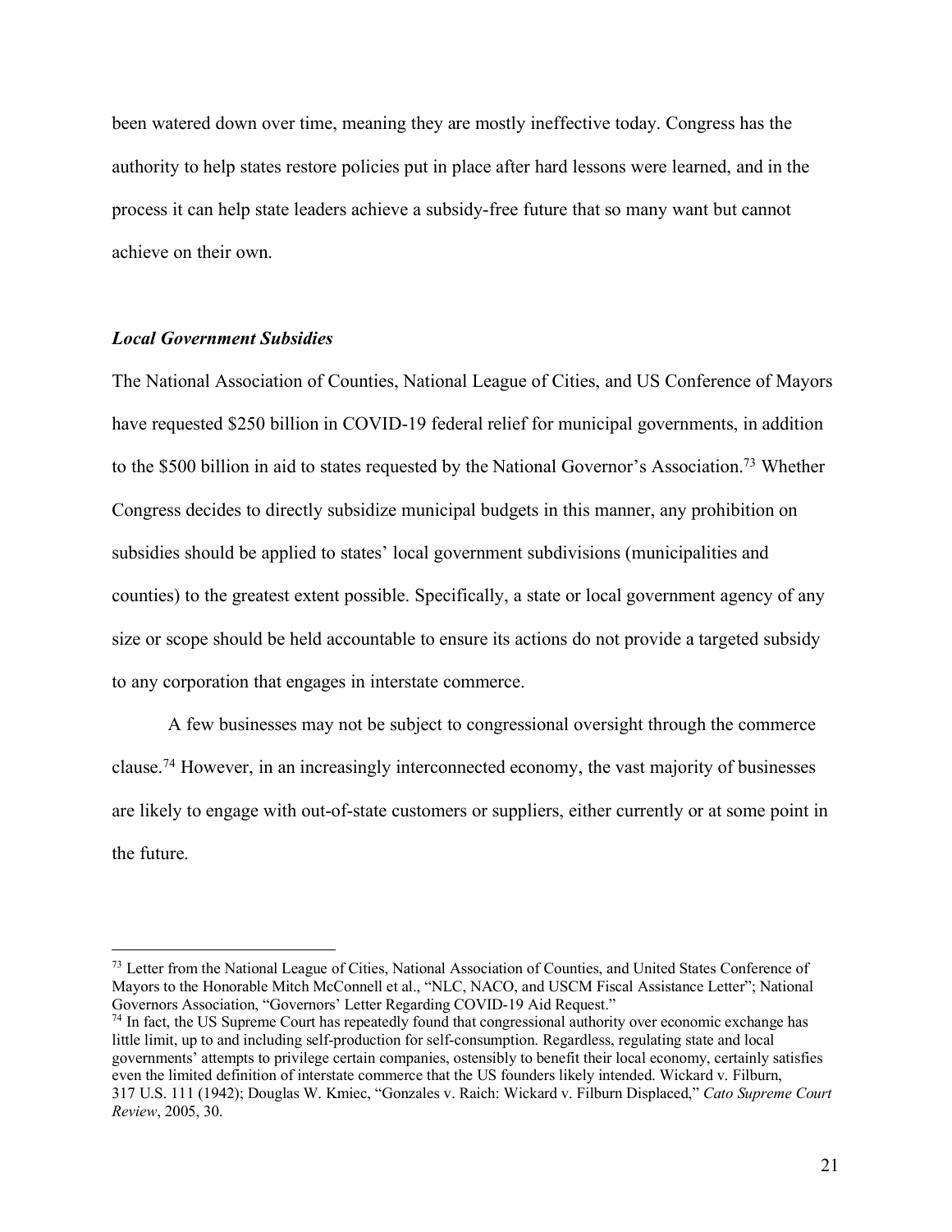been watered down over time, meaning they are mostly ineffective today. Congress has the authority to help states restore policies put in place after hard lessons were learned, and in the process it can help state leaders achieve a subsidy-free future that so many want but cannot achieve on their own.

### *Local Government Subsidies*

The National Association of Counties, National League of Cities, and US Conference of Mayors have requested $250 billion in COVID-19 federal relief for municipal governments, in addition to the $500 billion in aid to states requested by the National Governor's Association.[73] Whether Congress decides to directly subsidize municipal budgets in this manner, any prohibition on subsidies should be applied to states' local government subdivisions (municipalities and counties) to the greatest extent possible. Specifically, a state or local government agency of any size or scope should be held accountable to ensure its actions do not provide a targeted subsidy to any corporation that engages in interstate commerce.

A few businesses may not be subject to congressional oversight through the commerce clause.[74] However, in an increasingly interconnected economy, the vast majority of businesses are likely to engage with out-of-state customers or suppliers, either currently or at some point in the future.

---

[73] Letter from the National League of Cities, National Association of Counties, and United States Conference of Mayors to the Honorable Mitch McConnell et al., "NLC, NACO, and USCM Fiscal Assistance Letter"; National Governors Association, "Governors' Letter Regarding COVID-19 Aid Request."

[74] In fact, the US Supreme Court has repeatedly found that congressional authority over economic exchange has little limit, up to and including self-production for self-consumption. Regardless, regulating state and local governments' attempts to privilege certain companies, ostensibly to benefit their local economy, certainly satisfies even the limited definition of interstate commerce that the US founders likely intended. Wickard v. Filburn, 317 U.S. 111 (1942); Douglas W. Kmiec, "Gonzales v. Raich: Wickard v. Filburn Displaced," *Cato Supreme Court Review*, 2005, 30.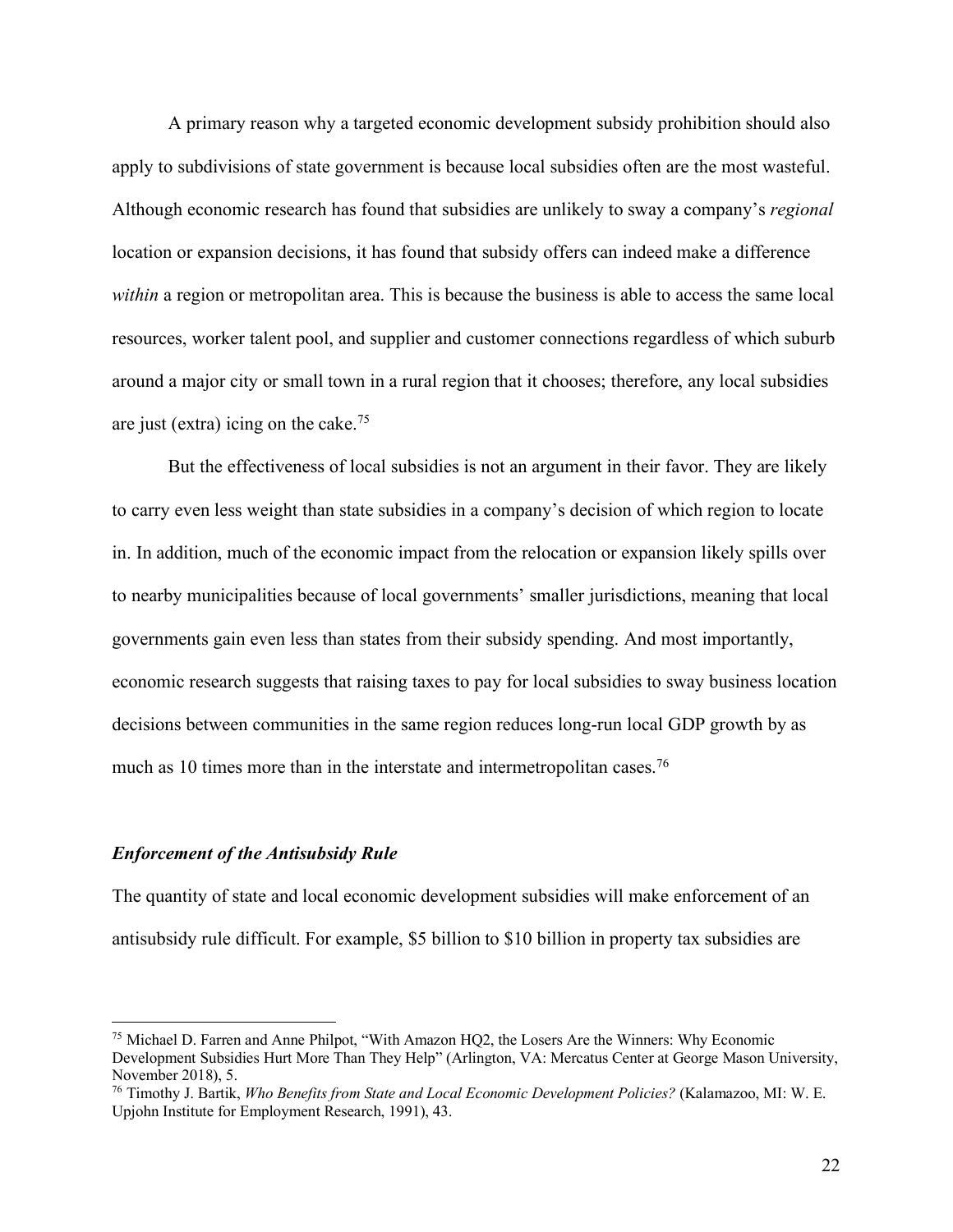A primary reason why a targeted economic development subsidy prohibition should also apply to subdivisions of state government is because local subsidies often are the most wasteful. Although economic research has found that subsidies are unlikely to sway a company's *regional* location or expansion decisions, it has found that subsidy offers can indeed make a difference *within* a region or metropolitan area. This is because the business is able to access the same local resources, worker talent pool, and supplier and customer connections regardless of which suburb around a major city or small town in a rural region that it chooses; therefore, any local subsidies are just (extra) icing on the cake.[75]

But the effectiveness of local subsidies is not an argument in their favor. They are likely to carry even less weight than state subsidies in a company's decision of which region to locate in. In addition, much of the economic impact from the relocation or expansion likely spills over to nearby municipalities because of local governments' smaller jurisdictions, meaning that local governments gain even less than states from their subsidy spending. And most importantly, economic research suggests that raising taxes to pay for local subsidies to sway business location decisions between communities in the same region reduces long-run local GDP growth by as much as 10 times more than in the interstate and intermetropolitan cases.[76]

### *Enforcement of the Antisubsidy Rule*

The quantity of state and local economic development subsidies will make enforcement of an antisubsidy rule difficult. For example, $5 billion to $10 billion in property tax subsidies are

---

[75] Michael D. Farren and Anne Philpot, "With Amazon HQ2, the Losers Are the Winners: Why Economic Development Subsidies Hurt More Than They Help" (Arlington, VA: Mercatus Center at George Mason University, November 2018), 5.

[76] Timothy J. Bartik, *Who Benefits from State and Local Economic Development Policies?* (Kalamazoo, MI: W. E. Upjohn Institute for Employment Research, 1991), 43.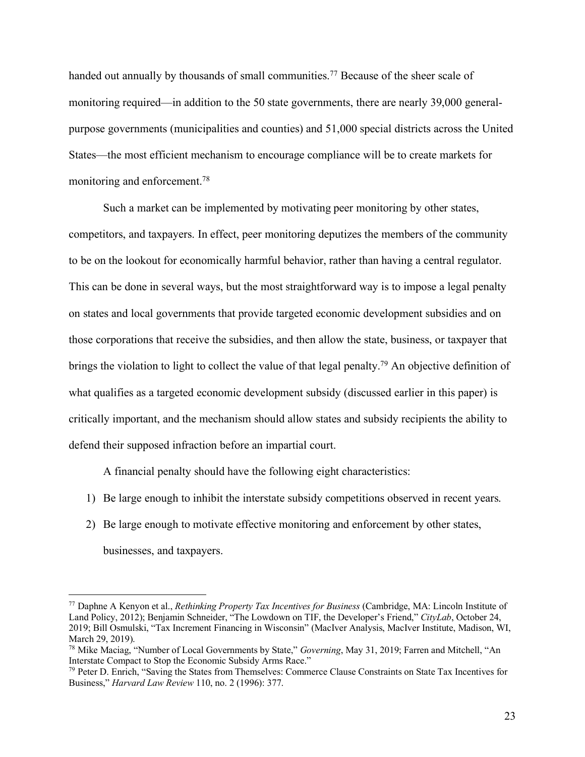handed out annually by thousands of small communities.[77] Because of the sheer scale of monitoring required—in addition to the 50 state governments, there are nearly 39,000 general-purpose governments (municipalities and counties) and 51,000 special districts across the United States—the most efficient mechanism to encourage compliance will be to create markets for monitoring and enforcement.[78]

Such a market can be implemented by motivating peer monitoring by other states, competitors, and taxpayers. In effect, peer monitoring deputizes the members of the community to be on the lookout for economically harmful behavior, rather than having a central regulator. This can be done in several ways, but the most straightforward way is to impose a legal penalty on states and local governments that provide targeted economic development subsidies and on those corporations that receive the subsidies, and then allow the state, business, or taxpayer that brings the violation to light to collect the value of that legal penalty.[79] An objective definition of what qualifies as a targeted economic development subsidy (discussed earlier in this paper) is critically important, and the mechanism should allow states and subsidy recipients the ability to defend their supposed infraction before an impartial court.

A financial penalty should have the following eight characteristics:

1) Be large enough to inhibit the interstate subsidy competitions observed in recent years.
2) Be large enough to motivate effective monitoring and enforcement by other states, businesses, and taxpayers.

---

[77] Daphne A Kenyon et al., *Rethinking Property Tax Incentives for Business* (Cambridge, MA: Lincoln Institute of Land Policy, 2012); Benjamin Schneider, "The Lowdown on TIF, the Developer's Friend," *CityLab*, October 24, 2019; Bill Osmulski, "Tax Increment Financing in Wisconsin" (MacIver Analysis, MacIver Institute, Madison, WI, March 29, 2019).

[78] Mike Maciag, "Number of Local Governments by State," *Governing*, May 31, 2019; Farren and Mitchell, "An Interstate Compact to Stop the Economic Subsidy Arms Race."

[79] Peter D. Enrich, "Saving the States from Themselves: Commerce Clause Constraints on State Tax Incentives for Business," *Harvard Law Review* 110, no. 2 (1996): 377.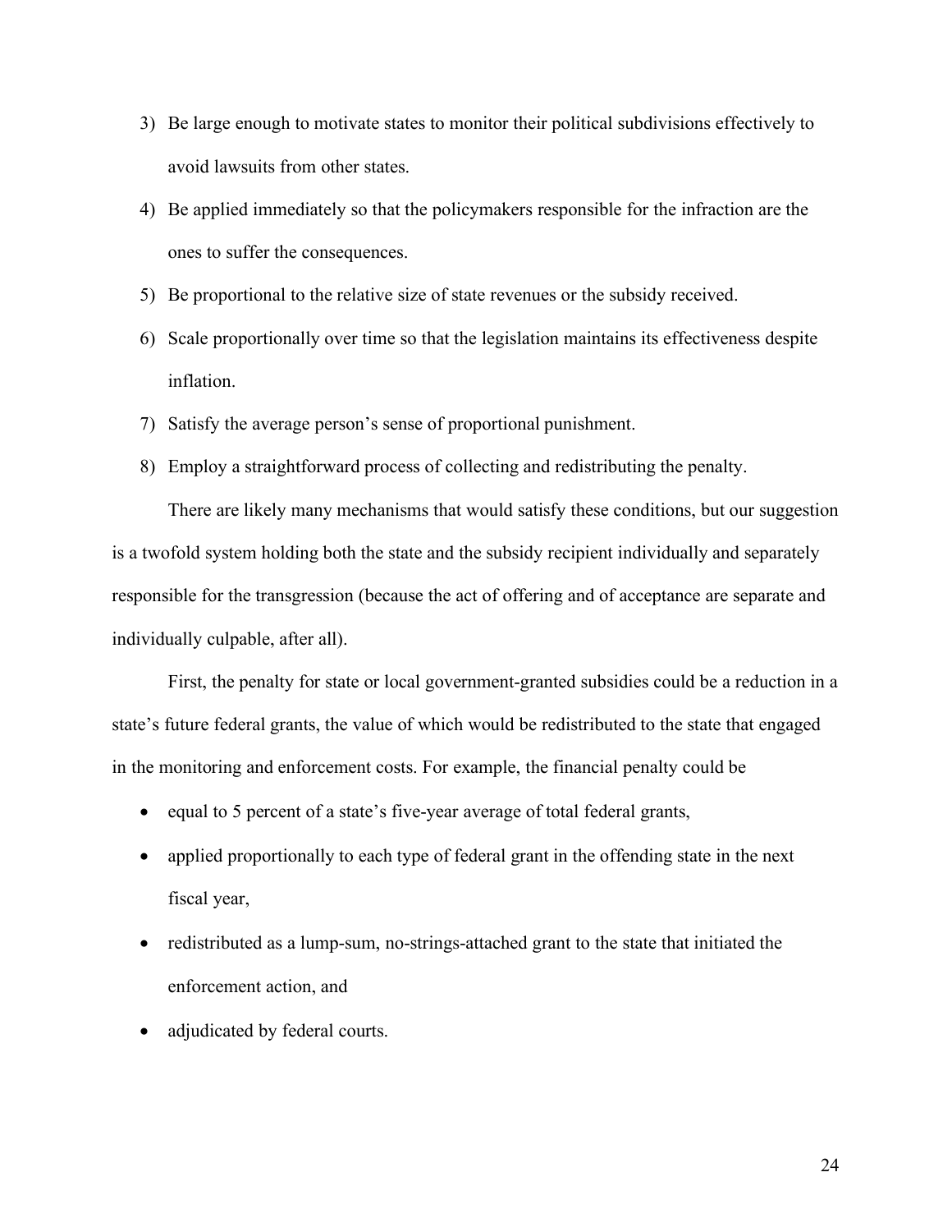3) Be large enough to motivate states to monitor their political subdivisions effectively to avoid lawsuits from other states.
4) Be applied immediately so that the policymakers responsible for the infraction are the ones to suffer the consequences.
5) Be proportional to the relative size of state revenues or the subsidy received.
6) Scale proportionally over time so that the legislation maintains its effectiveness despite inflation.
7) Satisfy the average person's sense of proportional punishment.
8) Employ a straightforward process of collecting and redistributing the penalty.

There are likely many mechanisms that would satisfy these conditions, but our suggestion is a twofold system holding both the state and the subsidy recipient individually and separately responsible for the transgression (because the act of offering and of acceptance are separate and individually culpable, after all).

First, the penalty for state or local government-granted subsidies could be a reduction in a state's future federal grants, the value of which would be redistributed to the state that engaged in the monitoring and enforcement costs. For example, the financial penalty could be

- equal to 5 percent of a state's five-year average of total federal grants,
- applied proportionally to each type of federal grant in the offending state in the next fiscal year,
- redistributed as a lump-sum, no-strings-attached grant to the state that initiated the enforcement action, and
- adjudicated by federal courts.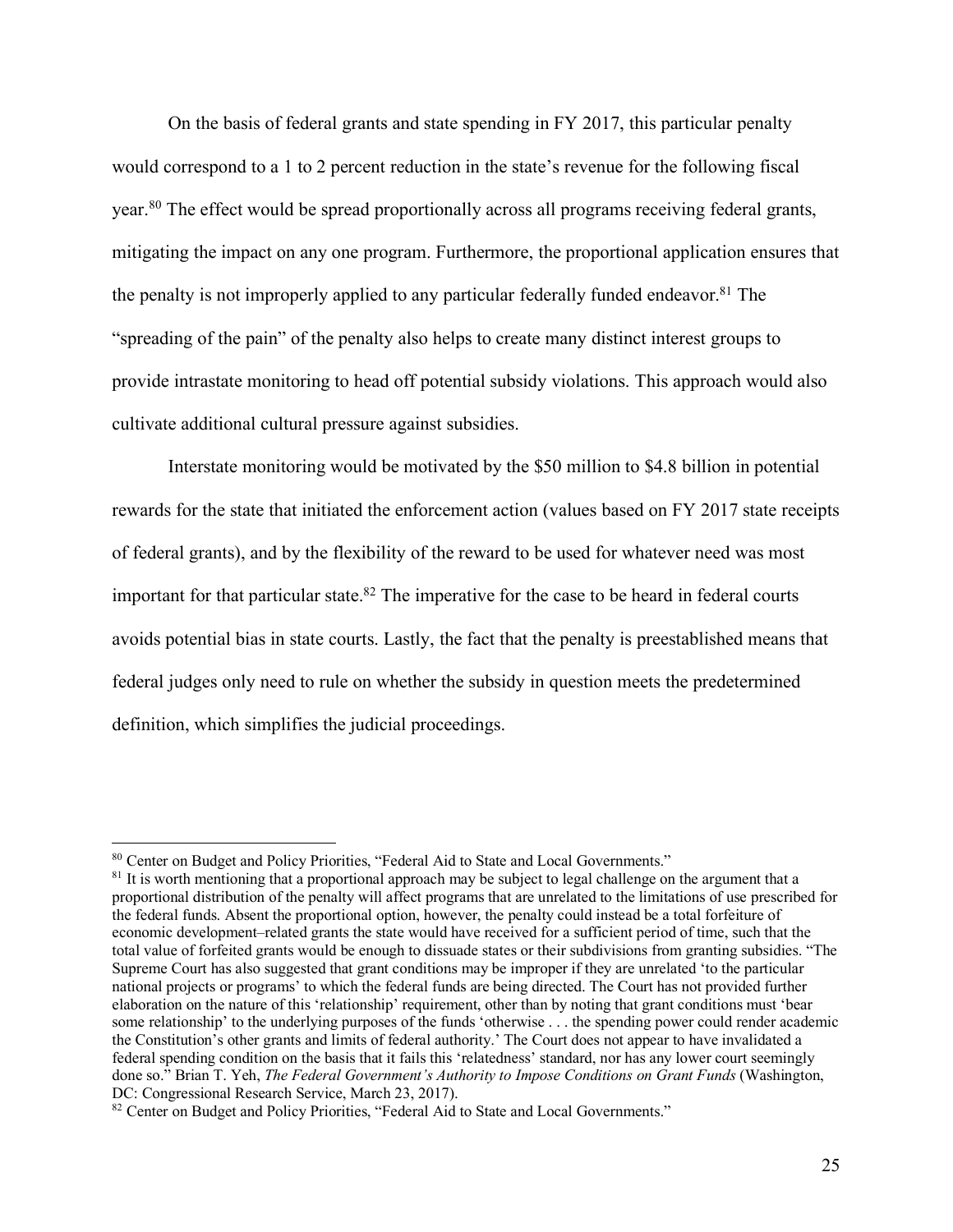On the basis of federal grants and state spending in FY 2017, this particular penalty would correspond to a 1 to 2 percent reduction in the state's revenue for the following fiscal year.[80] The effect would be spread proportionally across all programs receiving federal grants, mitigating the impact on any one program. Furthermore, the proportional application ensures that the penalty is not improperly applied to any particular federally funded endeavor.[81] The "spreading of the pain" of the penalty also helps to create many distinct interest groups to provide intrastate monitoring to head off potential subsidy violations. This approach would also cultivate additional cultural pressure against subsidies.

Interstate monitoring would be motivated by the $50 million to $4.8 billion in potential rewards for the state that initiated the enforcement action (values based on FY 2017 state receipts of federal grants), and by the flexibility of the reward to be used for whatever need was most important for that particular state.[82] The imperative for the case to be heard in federal courts avoids potential bias in state courts. Lastly, the fact that the penalty is preestablished means that federal judges only need to rule on whether the subsidy in question meets the predetermined definition, which simplifies the judicial proceedings.

---

[80] Center on Budget and Policy Priorities, "Federal Aid to State and Local Governments."

[81] It is worth mentioning that a proportional approach may be subject to legal challenge on the argument that a proportional distribution of the penalty will affect programs that are unrelated to the limitations of use prescribed for the federal funds. Absent the proportional option, however, the penalty could instead be a total forfeiture of economic development–related grants the state would have received for a sufficient period of time, such that the total value of forfeited grants would be enough to dissuade states or their subdivisions from granting subsidies. "The Supreme Court has also suggested that grant conditions may be improper if they are unrelated 'to the particular national projects or programs' to which the federal funds are being directed. The Court has not provided further elaboration on the nature of this 'relationship' requirement, other than by noting that grant conditions must 'bear some relationship' to the underlying purposes of the funds 'otherwise . . . the spending power could render academic the Constitution's other grants and limits of federal authority.' The Court does not appear to have invalidated a federal spending condition on the basis that it fails this 'relatedness' standard, nor has any lower court seemingly done so." Brian T. Yeh, *The Federal Government's Authority to Impose Conditions on Grant Funds* (Washington, DC: Congressional Research Service, March 23, 2017).

[82] Center on Budget and Policy Priorities, "Federal Aid to State and Local Governments."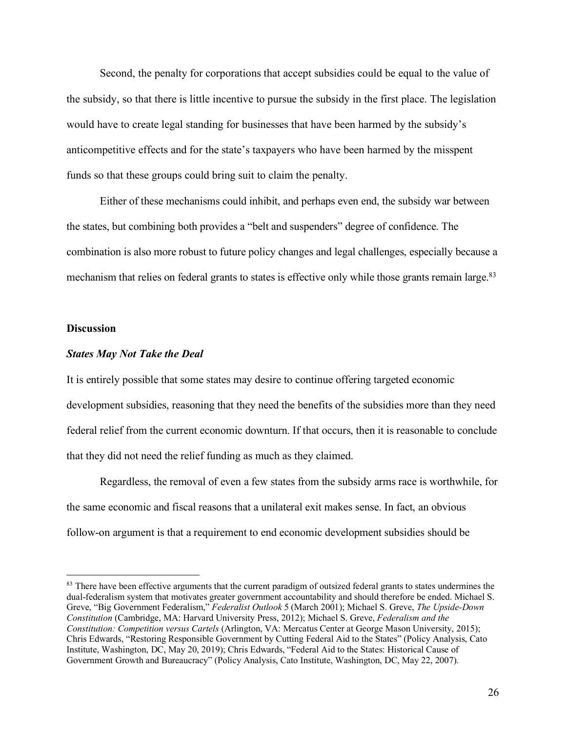Second, the penalty for corporations that accept subsidies could be equal to the value of the subsidy, so that there is little incentive to pursue the subsidy in the first place. The legislation would have to create legal standing for businesses that have been harmed by the subsidy's anticompetitive effects and for the state's taxpayers who have been harmed by the misspent funds so that these groups could bring suit to claim the penalty.

Either of these mechanisms could inhibit, and perhaps even end, the subsidy war between the states, but combining both provides a "belt and suspenders" degree of confidence. The combination is also more robust to future policy changes and legal challenges, especially because a mechanism that relies on federal grants to states is effective only while those grants remain large.[83]

## Discussion

### *States May Not Take the Deal*

It is entirely possible that some states may desire to continue offering targeted economic development subsidies, reasoning that they need the benefits of the subsidies more than they need federal relief from the current economic downturn. If that occurs, then it is reasonable to conclude that they did not need the relief funding as much as they claimed.

Regardless, the removal of even a few states from the subsidy arms race is worthwhile, for the same economic and fiscal reasons that a unilateral exit makes sense. In fact, an obvious follow-on argument is that a requirement to end economic development subsidies should be

---

[83] There have been effective arguments that the current paradigm of outsized federal grants to states undermines the dual-federalism system that motivates greater government accountability and should therefore be ended. Michael S. Greve, "Big Government Federalism," *Federalist Outlook* 5 (March 2001); Michael S. Greve, *The Upside-Down Constitution* (Cambridge, MA: Harvard University Press, 2012); Michael S. Greve, *Federalism and the Constitution: Competition versus Cartels* (Arlington, VA: Mercatus Center at George Mason University, 2015); Chris Edwards, "Restoring Responsible Government by Cutting Federal Aid to the States" (Policy Analysis, Cato Institute, Washington, DC, May 20, 2019); Chris Edwards, "Federal Aid to the States: Historical Cause of Government Growth and Bureaucracy" (Policy Analysis, Cato Institute, Washington, DC, May 22, 2007).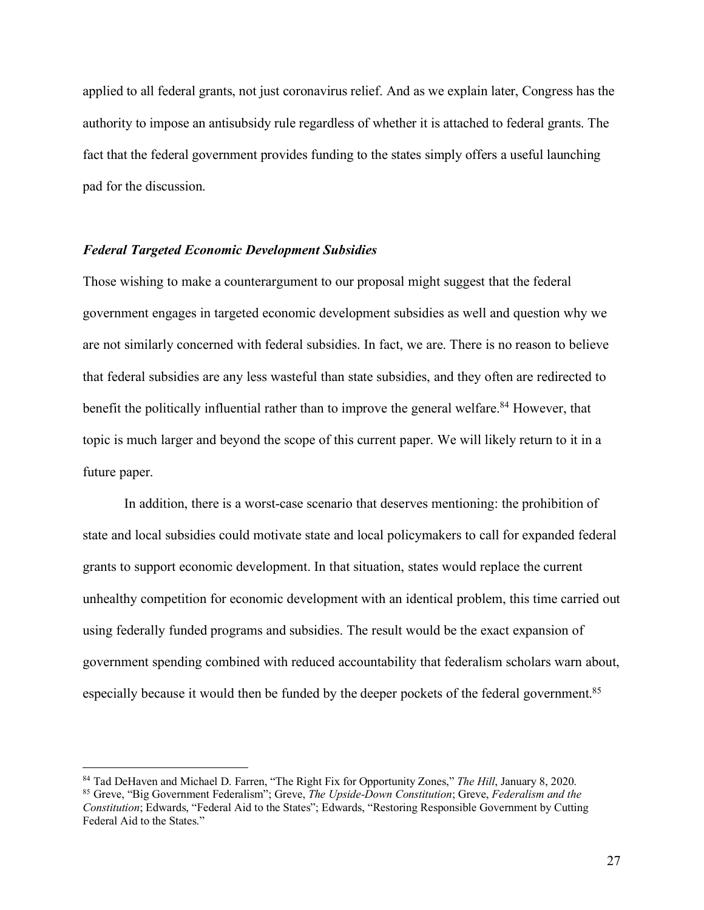applied to all federal grants, not just coronavirus relief. And as we explain later, Congress has the authority to impose an antisubsidy rule regardless of whether it is attached to federal grants. The fact that the federal government provides funding to the states simply offers a useful launching pad for the discussion.

### ***Federal Targeted Economic Development Subsidies***

Those wishing to make a counterargument to our proposal might suggest that the federal government engages in targeted economic development subsidies as well and question why we are not similarly concerned with federal subsidies. In fact, we are. There is no reason to believe that federal subsidies are any less wasteful than state subsidies, and they often are redirected to benefit the politically influential rather than to improve the general welfare.[84] However, that topic is much larger and beyond the scope of this current paper. We will likely return to it in a future paper.

In addition, there is a worst-case scenario that deserves mentioning: the prohibition of state and local subsidies could motivate state and local policymakers to call for expanded federal grants to support economic development. In that situation, states would replace the current unhealthy competition for economic development with an identical problem, this time carried out using federally funded programs and subsidies. The result would be the exact expansion of government spending combined with reduced accountability that federalism scholars warn about, especially because it would then be funded by the deeper pockets of the federal government.[85]

[84] Tad DeHaven and Michael D. Farren, "The Right Fix for Opportunity Zones," *The Hill*, January 8, 2020.

[85] Greve, "Big Government Federalism"; Greve, *The Upside-Down Constitution*; Greve, *Federalism and the Constitution*; Edwards, "Federal Aid to the States"; Edwards, "Restoring Responsible Government by Cutting Federal Aid to the States."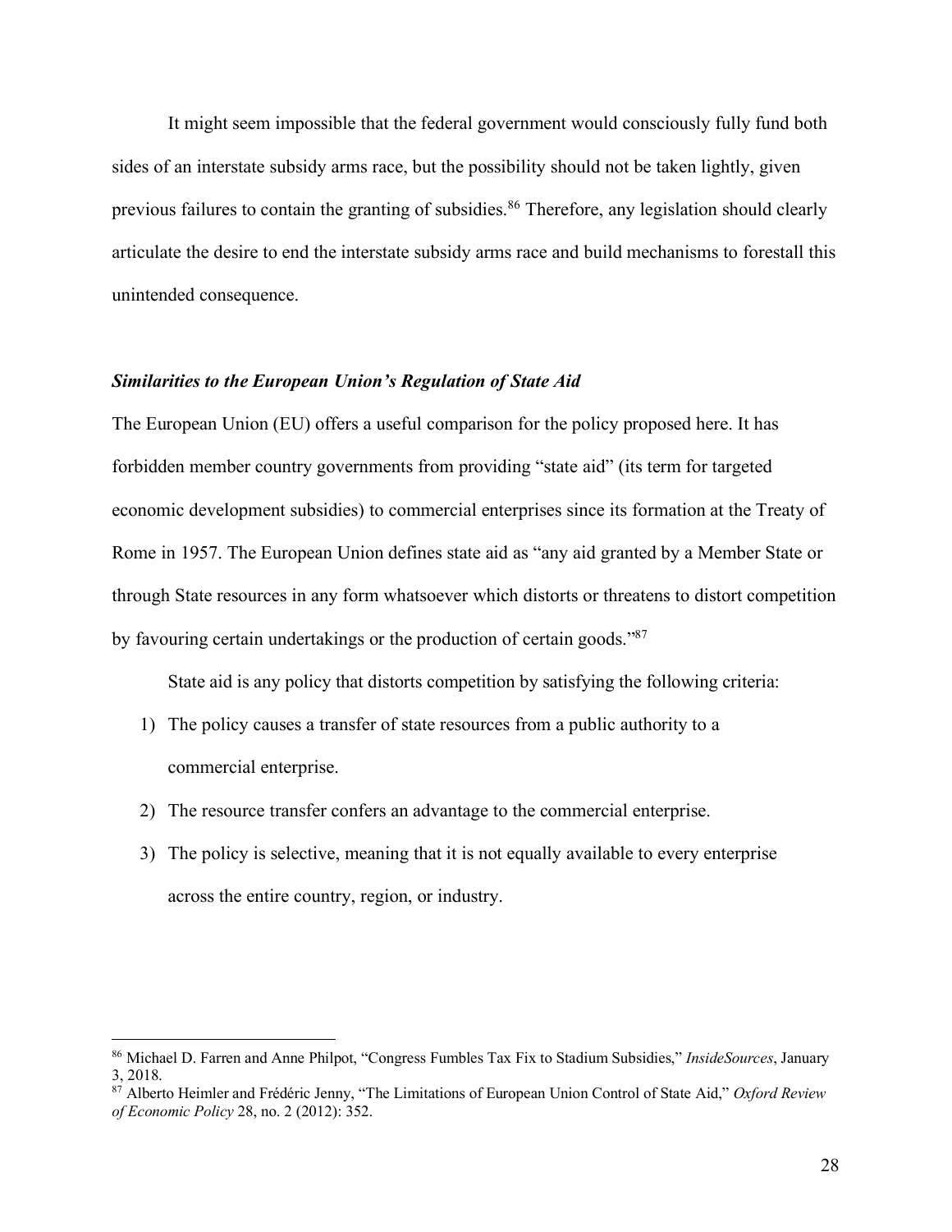It might seem impossible that the federal government would consciously fully fund both sides of an interstate subsidy arms race, but the possibility should not be taken lightly, given previous failures to contain the granting of subsidies.[86] Therefore, any legislation should clearly articulate the desire to end the interstate subsidy arms race and build mechanisms to forestall this unintended consequence.

### ***Similarities to the European Union's Regulation of State Aid***

The European Union (EU) offers a useful comparison for the policy proposed here. It has forbidden member country governments from providing "state aid" (its term for targeted economic development subsidies) to commercial enterprises since its formation at the Treaty of Rome in 1957. The European Union defines state aid as "any aid granted by a Member State or through State resources in any form whatsoever which distorts or threatens to distort competition by favouring certain undertakings or the production of certain goods."[87]

State aid is any policy that distorts competition by satisfying the following criteria:

1) The policy causes a transfer of state resources from a public authority to a commercial enterprise.
2) The resource transfer confers an advantage to the commercial enterprise.
3) The policy is selective, meaning that it is not equally available to every enterprise across the entire country, region, or industry.

---

[86] Michael D. Farren and Anne Philpot, "Congress Fumbles Tax Fix to Stadium Subsidies," *InsideSources*, January 3, 2018.

[87] Alberto Heimler and Frédéric Jenny, "The Limitations of European Union Control of State Aid," *Oxford Review of Economic Policy* 28, no. 2 (2012): 352.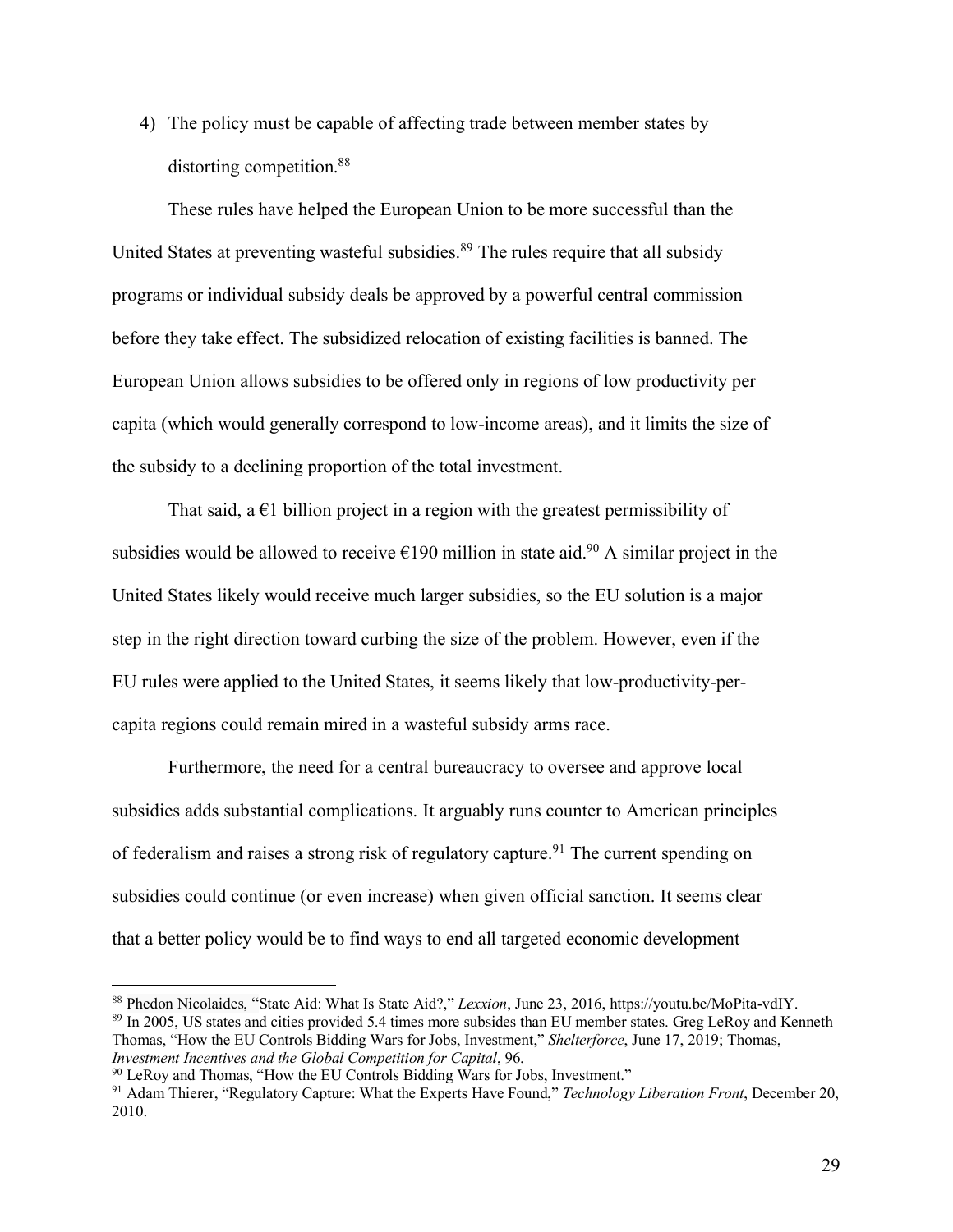4) The policy must be capable of affecting trade between member states by distorting competition.[88]

These rules have helped the European Union to be more successful than the United States at preventing wasteful subsidies.[89] The rules require that all subsidy programs or individual subsidy deals be approved by a powerful central commission before they take effect. The subsidized relocation of existing facilities is banned. The European Union allows subsidies to be offered only in regions of low productivity per capita (which would generally correspond to low-income areas), and it limits the size of the subsidy to a declining proportion of the total investment.

That said, a €1 billion project in a region with the greatest permissibility of subsidies would be allowed to receive €190 million in state aid.[90] A similar project in the United States likely would receive much larger subsidies, so the EU solution is a major step in the right direction toward curbing the size of the problem. However, even if the EU rules were applied to the United States, it seems likely that low-productivity-per-capita regions could remain mired in a wasteful subsidy arms race.

Furthermore, the need for a central bureaucracy to oversee and approve local subsidies adds substantial complications. It arguably runs counter to American principles of federalism and raises a strong risk of regulatory capture.[91] The current spending on subsidies could continue (or even increase) when given official sanction. It seems clear that a better policy would be to find ways to end all targeted economic development

---

[88] Phedon Nicolaides, "State Aid: What Is State Aid?," *Lexxion*, June 23, 2016, https://youtu.be/MoPita-vdIY.

[89] In 2005, US states and cities provided 5.4 times more subsides than EU member states. Greg LeRoy and Kenneth Thomas, "How the EU Controls Bidding Wars for Jobs, Investment," *Shelterforce*, June 17, 2019; Thomas, *Investment Incentives and the Global Competition for Capital*, 96.

[90] LeRoy and Thomas, "How the EU Controls Bidding Wars for Jobs, Investment."

[91] Adam Thierer, "Regulatory Capture: What the Experts Have Found," *Technology Liberation Front*, December 20, 2010.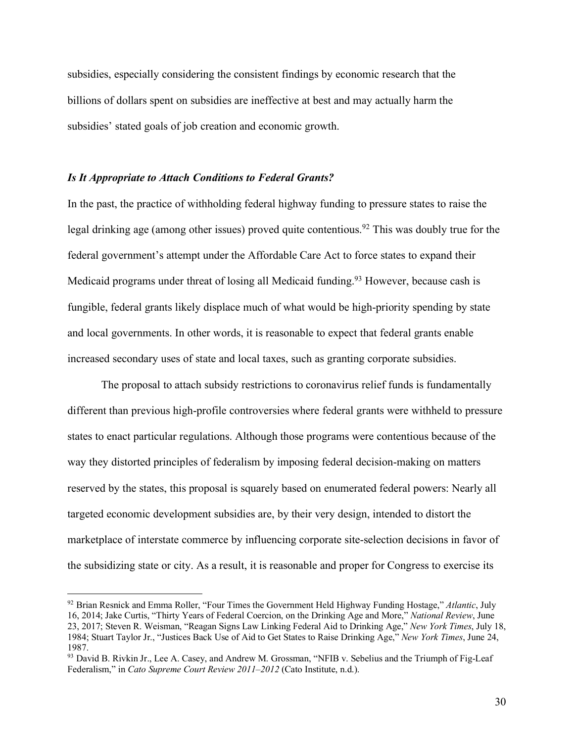subsidies, especially considering the consistent findings by economic research that the billions of dollars spent on subsidies are ineffective at best and may actually harm the subsidies' stated goals of job creation and economic growth.

### *Is It Appropriate to Attach Conditions to Federal Grants?*

In the past, the practice of withholding federal highway funding to pressure states to raise the legal drinking age (among other issues) proved quite contentious.[92] This was doubly true for the federal government's attempt under the Affordable Care Act to force states to expand their Medicaid programs under threat of losing all Medicaid funding.[93] However, because cash is fungible, federal grants likely displace much of what would be high-priority spending by state and local governments. In other words, it is reasonable to expect that federal grants enable increased secondary uses of state and local taxes, such as granting corporate subsidies.

The proposal to attach subsidy restrictions to coronavirus relief funds is fundamentally different than previous high-profile controversies where federal grants were withheld to pressure states to enact particular regulations. Although those programs were contentious because of the way they distorted principles of federalism by imposing federal decision-making on matters reserved by the states, this proposal is squarely based on enumerated federal powers: Nearly all targeted economic development subsidies are, by their very design, intended to distort the marketplace of interstate commerce by influencing corporate site-selection decisions in favor of the subsidizing state or city. As a result, it is reasonable and proper for Congress to exercise its

---

[92] Brian Resnick and Emma Roller, "Four Times the Government Held Highway Funding Hostage," *Atlantic*, July 16, 2014; Jake Curtis, "Thirty Years of Federal Coercion, on the Drinking Age and More," *National Review*, June 23, 2017; Steven R. Weisman, "Reagan Signs Law Linking Federal Aid to Drinking Age," *New York Times*, July 18, 1984; Stuart Taylor Jr., "Justices Back Use of Aid to Get States to Raise Drinking Age," *New York Times*, June 24, 1987.

[93] David B. Rivkin Jr., Lee A. Casey, and Andrew M. Grossman, "NFIB v. Sebelius and the Triumph of Fig-Leaf Federalism," in *Cato Supreme Court Review 2011–2012* (Cato Institute, n.d.).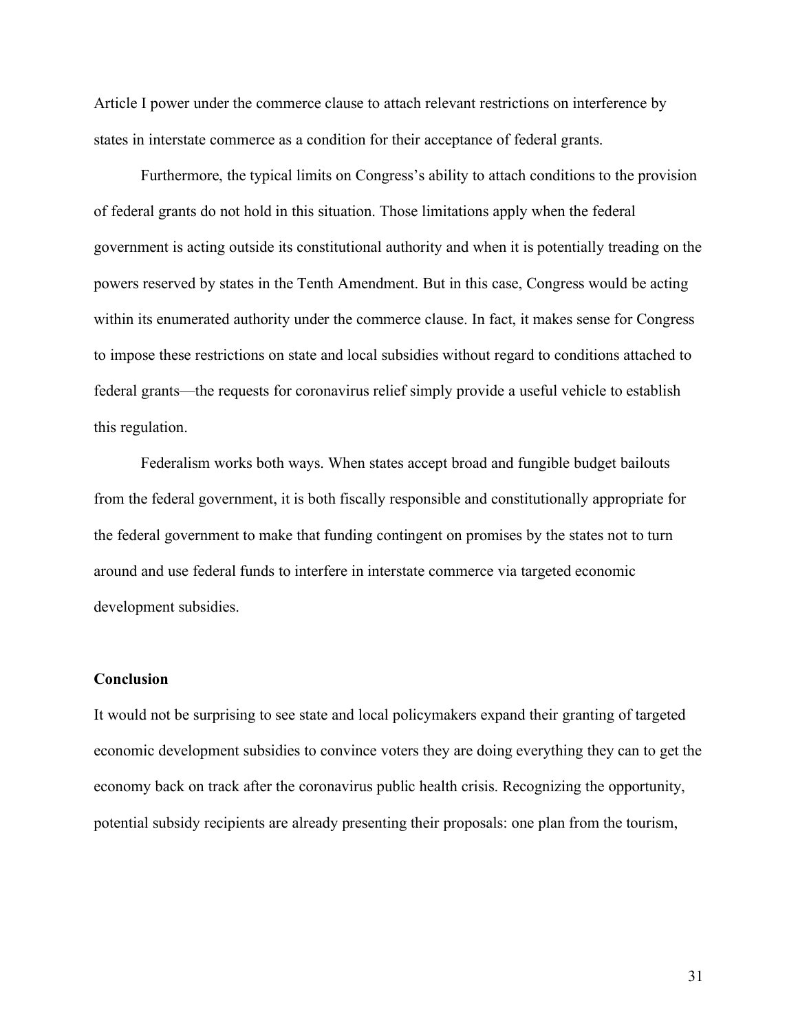Article I power under the commerce clause to attach relevant restrictions on interference by states in interstate commerce as a condition for their acceptance of federal grants.

Furthermore, the typical limits on Congress's ability to attach conditions to the provision of federal grants do not hold in this situation. Those limitations apply when the federal government is acting outside its constitutional authority and when it is potentially treading on the powers reserved by states in the Tenth Amendment. But in this case, Congress would be acting within its enumerated authority under the commerce clause. In fact, it makes sense for Congress to impose these restrictions on state and local subsidies without regard to conditions attached to federal grants—the requests for coronavirus relief simply provide a useful vehicle to establish this regulation.

Federalism works both ways. When states accept broad and fungible budget bailouts from the federal government, it is both fiscally responsible and constitutionally appropriate for the federal government to make that funding contingent on promises by the states not to turn around and use federal funds to interfere in interstate commerce via targeted economic development subsidies.

**Conclusion**

It would not be surprising to see state and local policymakers expand their granting of targeted economic development subsidies to convince voters they are doing everything they can to get the economy back on track after the coronavirus public health crisis. Recognizing the opportunity, potential subsidy recipients are already presenting their proposals: one plan from the tourism,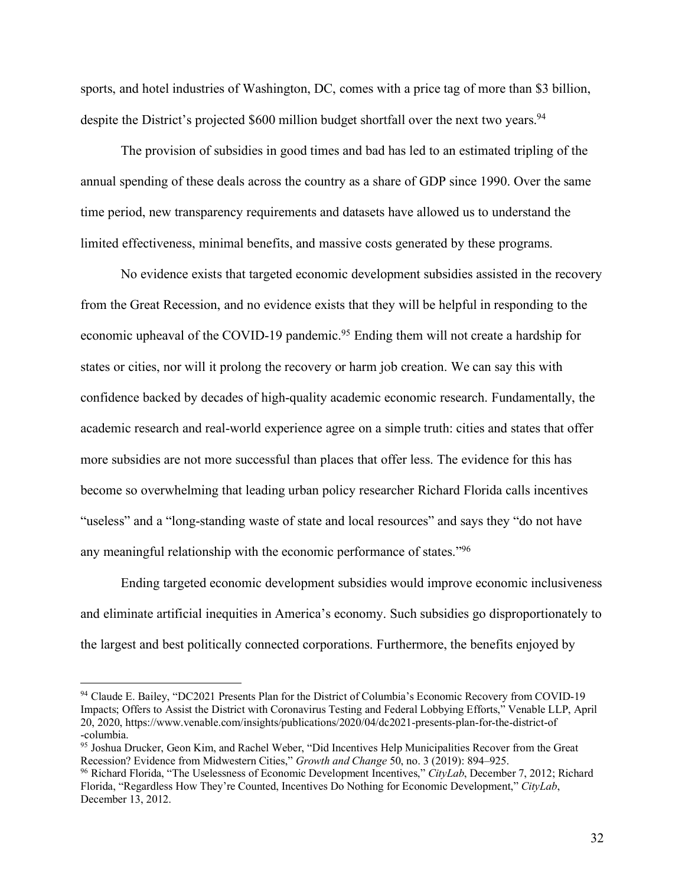sports, and hotel industries of Washington, DC, comes with a price tag of more than $3 billion, despite the District's projected $600 million budget shortfall over the next two years.[94]

The provision of subsidies in good times and bad has led to an estimated tripling of the annual spending of these deals across the country as a share of GDP since 1990. Over the same time period, new transparency requirements and datasets have allowed us to understand the limited effectiveness, minimal benefits, and massive costs generated by these programs.

No evidence exists that targeted economic development subsidies assisted in the recovery from the Great Recession, and no evidence exists that they will be helpful in responding to the economic upheaval of the COVID-19 pandemic.[95] Ending them will not create a hardship for states or cities, nor will it prolong the recovery or harm job creation. We can say this with confidence backed by decades of high-quality academic economic research. Fundamentally, the academic research and real-world experience agree on a simple truth: cities and states that offer more subsidies are not more successful than places that offer less. The evidence for this has become so overwhelming that leading urban policy researcher Richard Florida calls incentives "useless" and a "long-standing waste of state and local resources" and says they "do not have any meaningful relationship with the economic performance of states."[96]

Ending targeted economic development subsidies would improve economic inclusiveness and eliminate artificial inequities in America's economy. Such subsidies go disproportionately to the largest and best politically connected corporations. Furthermore, the benefits enjoyed by

---

[94] Claude E. Bailey, "DC2021 Presents Plan for the District of Columbia's Economic Recovery from COVID-19 Impacts; Offers to Assist the District with Coronavirus Testing and Federal Lobbying Efforts," Venable LLP, April 20, 2020, https://www.venable.com/insights/publications/2020/04/dc2021-presents-plan-for-the-district-of-columbia.

[95] Joshua Drucker, Geon Kim, and Rachel Weber, "Did Incentives Help Municipalities Recover from the Great Recession? Evidence from Midwestern Cities," *Growth and Change* 50, no. 3 (2019): 894–925.

[96] Richard Florida, "The Uselessness of Economic Development Incentives," *CityLab*, December 7, 2012; Richard Florida, "Regardless How They're Counted, Incentives Do Nothing for Economic Development," *CityLab*, December 13, 2012.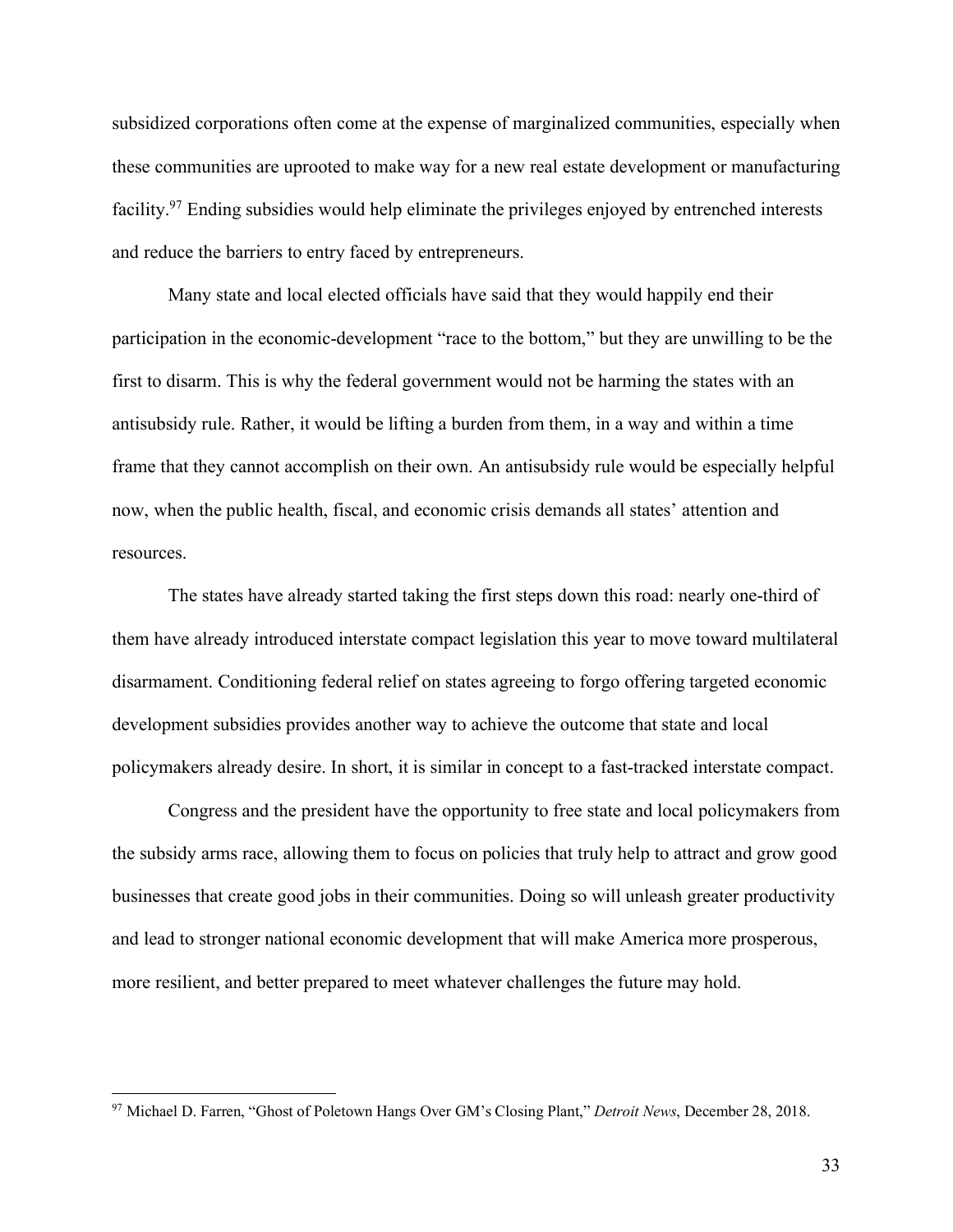subsidized corporations often come at the expense of marginalized communities, especially when these communities are uprooted to make way for a new real estate development or manufacturing facility.[97] Ending subsidies would help eliminate the privileges enjoyed by entrenched interests and reduce the barriers to entry faced by entrepreneurs.

Many state and local elected officials have said that they would happily end their participation in the economic-development "race to the bottom," but they are unwilling to be the first to disarm. This is why the federal government would not be harming the states with an antisubsidy rule. Rather, it would be lifting a burden from them, in a way and within a time frame that they cannot accomplish on their own. An antisubsidy rule would be especially helpful now, when the public health, fiscal, and economic crisis demands all states' attention and resources.

The states have already started taking the first steps down this road: nearly one-third of them have already introduced interstate compact legislation this year to move toward multilateral disarmament. Conditioning federal relief on states agreeing to forgo offering targeted economic development subsidies provides another way to achieve the outcome that state and local policymakers already desire. In short, it is similar in concept to a fast-tracked interstate compact.

Congress and the president have the opportunity to free state and local policymakers from the subsidy arms race, allowing them to focus on policies that truly help to attract and grow good businesses that create good jobs in their communities. Doing so will unleash greater productivity and lead to stronger national economic development that will make America more prosperous, more resilient, and better prepared to meet whatever challenges the future may hold.

---

[97] Michael D. Farren, "Ghost of Poletown Hangs Over GM's Closing Plant," *Detroit News*, December 28, 2018.